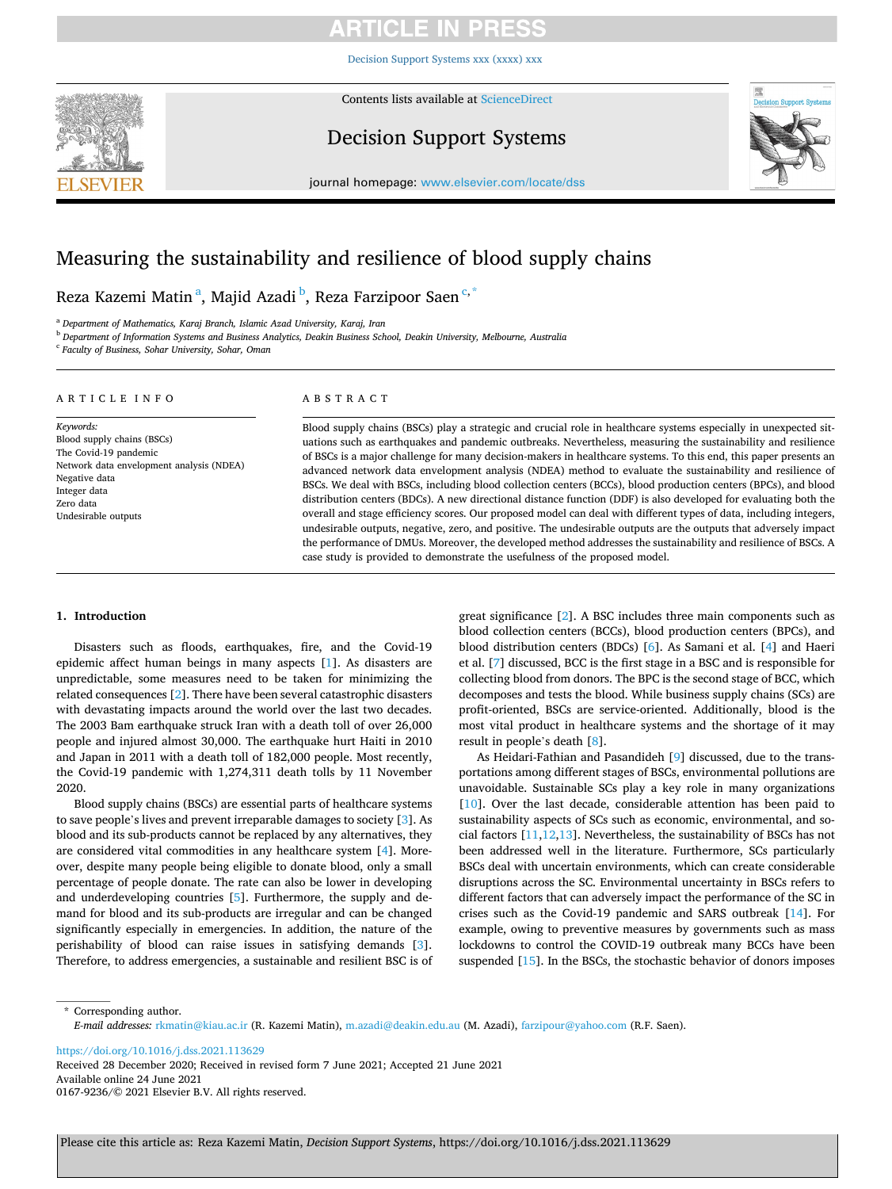# Measuring the sustainability and resilience of blood supply chains

Reza Kazemi Matin [a], Majid Azadi [b], Reza Farzipoor Saen [c,*]

[a] Department of Mathematics, Karaj Branch, Islamic Azad University, Karaj, Iran
[b] Department of Information Systems and Business Analytics, Deakin Business School, Deakin University, Melbourne, Australia
[c] Faculty of Business, Sohar University, Sohar, Oman

## ARTICLE INFO

*Keywords:*
Blood supply chains (BSCs)
The Covid-19 pandemic
Network data envelopment analysis (NDEA)
Negative data
Integer data
Zero data
Undesirable outputs

## ABSTRACT

Blood supply chains (BSCs) play a strategic and crucial role in healthcare systems especially in unexpected situations such as earthquakes and pandemic outbreaks. Nevertheless, measuring the sustainability and resilience of BSCs is a major challenge for many decision-makers in healthcare systems. To this end, this paper presents an advanced network data envelopment analysis (NDEA) method to evaluate the sustainability and resilience of BSCs. We deal with BSCs, including blood collection centers (BCCs), blood production centers (BPCs), and blood distribution centers (BDCs). A new directional distance function (DDF) is also developed for evaluating both the overall and stage efficiency scores. Our proposed model can deal with different types of data, including integers, undesirable outputs, negative, zero, and positive. The undesirable outputs are the outputs that adversely impact the performance of DMUs. Moreover, the developed method addresses the sustainability and resilience of BSCs. A case study is provided to demonstrate the usefulness of the proposed model.

## 1. Introduction

Disasters such as floods, earthquakes, fire, and the Covid-19 epidemic affect human beings in many aspects [1]. As disasters are unpredictable, some measures need to be taken for minimizing the related consequences [2]. There have been several catastrophic disasters with devastating impacts around the world over the last two decades. The 2003 Bam earthquake struck Iran with a death toll of over 26,000 people and injured almost 30,000. The earthquake hurt Haiti in 2010 and Japan in 2011 with a death toll of 182,000 people. Most recently, the Covid-19 pandemic with 1,274,311 death tolls by 11 November 2020.

Blood supply chains (BSCs) are essential parts of healthcare systems to save people's lives and prevent irreparable damages to society [3]. As blood and its sub-products cannot be replaced by any alternatives, they are considered vital commodities in any healthcare system [4]. Moreover, despite many people being eligible to donate blood, only a small percentage of people donate. The rate can also be lower in developing and underdeveloping countries [5]. Furthermore, the supply and demand for blood and its sub-products are irregular and can be changed significantly especially in emergencies. In addition, the nature of the perishability of blood can raise issues in satisfying demands [3]. Therefore, to address emergencies, a sustainable and resilient BSC is of great significance [2]. A BSC includes three main components such as blood collection centers (BCCs), blood production centers (BPCs), and blood distribution centers (BDCs) [6]. As Samani et al. [4] and Haeri et al. [7] discussed, BCC is the first stage in a BSC and is responsible for collecting blood from donors. The BPC is the second stage of BCC, which decomposes and tests the blood. While business supply chains (SCs) are profit-oriented, BSCs are service-oriented. Additionally, blood is the most vital product in healthcare systems and the shortage of it may result in people's death [8].

As Heidari-Fathian and Pasandideh [9] discussed, due to the transportations among different stages of BSCs, environmental pollutions are unavoidable. Sustainable SCs play a key role in many organizations [10]. Over the last decade, considerable attention has been paid to sustainability aspects of SCs such as economic, environmental, and social factors [11,12,13]. Nevertheless, the sustainability of BSCs has not been addressed well in the literature. Furthermore, SCs particularly BSCs deal with uncertain environments, which can create considerable disruptions across the SC. Environmental uncertainty in BSCs refers to different factors that can adversely impact the performance of the SC in crises such as the Covid-19 pandemic and SARS outbreak [14]. For example, owing to preventive measures by governments such as mass lockdowns to control the COVID-19 outbreak many BCCs have been suspended [15]. In the BSCs, the stochastic behavior of donors imposes

---

* Corresponding author.
*E-mail addresses:* rkmatin@kiau.ac.ir (R. Kazemi Matin), m.azadi@deakin.edu.au (M. Azadi), farzipour@yahoo.com (R.F. Saen).

https://doi.org/10.1016/j.dss.2021.113629
Received 28 December 2020; Received in revised form 7 June 2021; Accepted 21 June 2021
Available online 24 June 2021
0167-9236/© 2021 Elsevier B.V. All rights reserved.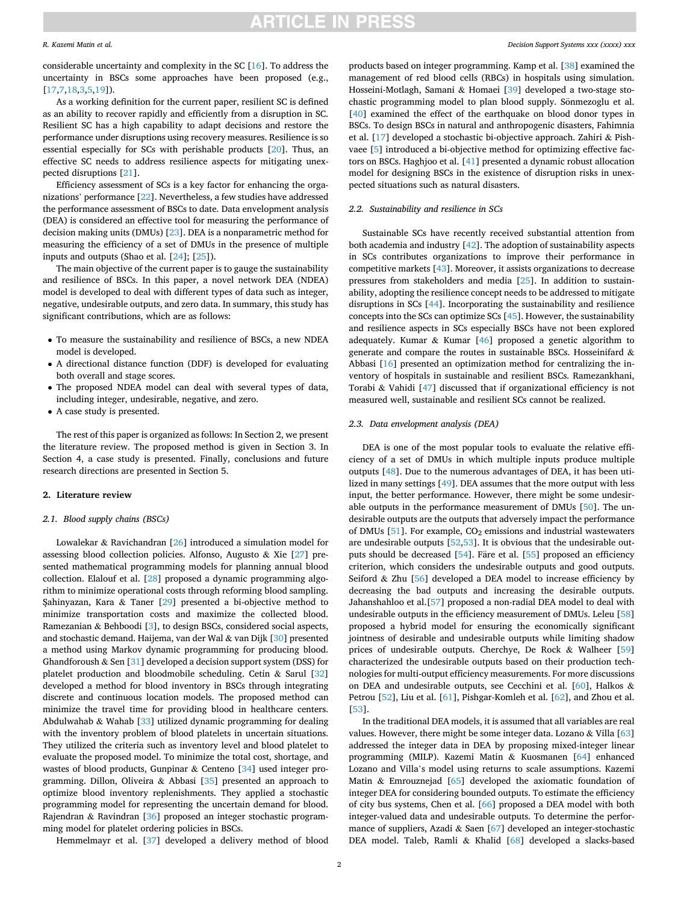considerable uncertainty and complexity in the SC [16]. To address the uncertainty in BSCs some approaches have been proposed (e.g., [17,7,18,3,5,19]).

As a working definition for the current paper, resilient SC is defined as an ability to recover rapidly and efficiently from a disruption in SC. Resilient SC has a high capability to adapt decisions and restore the performance under disruptions using recovery measures. Resilience is so essential especially for SCs with perishable products [20]. Thus, an effective SC needs to address resilience aspects for mitigating unexpected disruptions [21].

Efficiency assessment of SCs is a key factor for enhancing the organizations' performance [22]. Nevertheless, a few studies have addressed the performance assessment of BSCs to date. Data envelopment analysis (DEA) is considered an effective tool for measuring the performance of decision making units (DMUs) [23]. DEA is a nonparametric method for measuring the efficiency of a set of DMUs in the presence of multiple inputs and outputs (Shao et al. [24]; [25]).

The main objective of the current paper is to gauge the sustainability and resilience of BSCs. In this paper, a novel network DEA (NDEA) model is developed to deal with different types of data such as integer, negative, undesirable outputs, and zero data. In summary, this study has significant contributions, which are as follows:

- To measure the sustainability and resilience of BSCs, a new NDEA model is developed.
- A directional distance function (DDF) is developed for evaluating both overall and stage scores.
- The proposed NDEA model can deal with several types of data, including integer, undesirable, negative, and zero.
- A case study is presented.

The rest of this paper is organized as follows: In Section 2, we present the literature review. The proposed method is given in Section 3. In Section 4, a case study is presented. Finally, conclusions and future research directions are presented in Section 5.

## 2. Literature review

### 2.1. Blood supply chains (BSCs)

Lowalekar & Ravichandran [26] introduced a simulation model for assessing blood collection policies. Alfonso, Augusto & Xie [27] presented mathematical programming models for planning annual blood collection. Elalouf et al. [28] proposed a dynamic programming algorithm to minimize operational costs through reforming blood sampling. Şahinyazan, Kara & Taner [29] presented a bi-objective method to minimize transportation costs and maximize the collected blood. Ramezanian & Behboodi [3], to design BSCs, considered social aspects, and stochastic demand. Haijema, van der Wal & van Dijk [30] presented a method using Markov dynamic programming for producing blood. Ghandforoush & Sen [31] developed a decision support system (DSS) for platelet production and bloodmobile scheduling. Cetin & Sarul [32] developed a method for blood inventory in BSCs through integrating discrete and continuous location models. The proposed method can minimize the travel time for providing blood in healthcare centers. Abdulwahab & Wahab [33] utilized dynamic programming for dealing with the inventory problem of blood platelets in uncertain situations. They utilized the criteria such as inventory level and blood platelet to evaluate the proposed model. To minimize the total cost, shortage, and wastes of blood products, Gunpinar & Centeno [34] used integer programming. Dillon, Oliveira & Abbasi [35] presented an approach to optimize blood inventory replenishments. They applied a stochastic programming model for representing the uncertain demand for blood. Rajendran & Ravindran [36] proposed an integer stochastic programming model for platelet ordering policies in BSCs.

Hemmelmayr et al. [37] developed a delivery method of blood products based on integer programming. Kamp et al. [38] examined the management of red blood cells (RBCs) in hospitals using simulation. Hosseini-Motlagh, Samani & Homaei [39] developed a two-stage stochastic programming model to plan blood supply. Sönmezoglu et al. [40] examined the effect of the earthquake on blood donor types in BSCs. To design BSCs in natural and anthropogenic disasters, Fahimnia et al. [17] developed a stochastic bi-objective approach. Zahiri & Pishvaee [5] introduced a bi-objective method for optimizing effective factors on BSCs. Haghjoo et al. [41] presented a dynamic robust allocation model for designing BSCs in the existence of disruption risks in unexpected situations such as natural disasters.

### 2.2. Sustainability and resilience in SCs

Sustainable SCs have recently received substantial attention from both academia and industry [42]. The adoption of sustainability aspects in SCs contributes organizations to improve their performance in competitive markets [43]. Moreover, it assists organizations to decrease pressures from stakeholders and media [25]. In addition to sustainability, adopting the resilience concept needs to be addressed to mitigate disruptions in SCs [44]. Incorporating the sustainability and resilience concepts into the SCs can optimize SCs [45]. However, the sustainability and resilience aspects in SCs especially BSCs have not been explored adequately. Kumar & Kumar [46] proposed a genetic algorithm to generate and compare the routes in sustainable BSCs. Hosseinifard & Abbasi [16] presented an optimization method for centralizing the inventory of hospitals in sustainable and resilient BSCs. Ramezankhani, Torabi & Vahidi [47] discussed that if organizational efficiency is not measured well, sustainable and resilient SCs cannot be realized.

### 2.3. Data envelopment analysis (DEA)

DEA is one of the most popular tools to evaluate the relative efficiency of a set of DMUs in which multiple inputs produce multiple outputs [48]. Due to the numerous advantages of DEA, it has been utilized in many settings [49]. DEA assumes that the more output with less input, the better performance. However, there might be some undesirable outputs in the performance measurement of DMUs [50]. The undesirable outputs are the outputs that adversely impact the performance of DMUs [51]. For example, $CO_2$ emissions and industrial wastewaters are undesirable outputs [52,53]. It is obvious that the undesirable outputs should be decreased [54]. Färe et al. [55] proposed an efficiency criterion, which considers the undesirable outputs and good outputs. Seiford & Zhu [56] developed a DEA model to increase efficiency by decreasing the bad outputs and increasing the desirable outputs. Jahanshahloo et al.[57] proposed a non-radial DEA model to deal with undesirable outputs in the efficiency measurement of DMUs. Leleu [58] proposed a hybrid model for ensuring the economically significant jointness of desirable and undesirable outputs while limiting shadow prices of undesirable outputs. Cherchye, De Rock & Walheer [59] characterized the undesirable outputs based on their production technologies for multi-output efficiency measurements. For more discussions on DEA and undesirable outputs, see Cecchini et al. [60], Halkos & Petrou [52], Liu et al. [61], Pishgar-Komleh et al. [62], and Zhou et al. [53].

In the traditional DEA models, it is assumed that all variables are real values. However, there might be some integer data. Lozano & Villa [63] addressed the integer data in DEA by proposing mixed-integer linear programming (MILP). Kazemi Matin & Kuosmanen [64] enhanced Lozano and Villa's model using returns to scale assumptions. Kazemi Matin & Emrouznejad [65] developed the axiomatic foundation of integer DEA for considering bounded outputs. To estimate the efficiency of city bus systems, Chen et al. [66] proposed a DEA model with both integer-valued data and undesirable outputs. To determine the performance of suppliers, Azadi & Saen [67] developed an integer-stochastic DEA model. Taleb, Ramli & Khalid [68] developed a slacks-based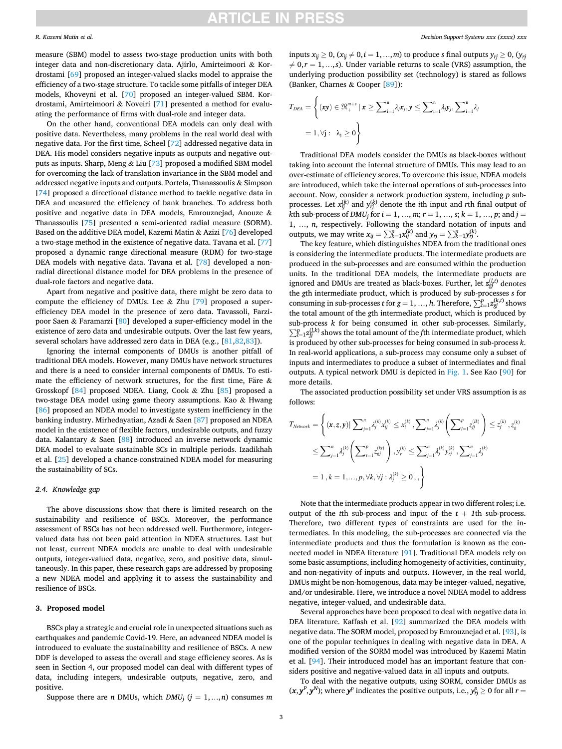measure (SBM) model to assess two-stage production units with both integer data and non-discretionary data. Ajirlo, Amirteimoori & Kordrostami [69] proposed an integer-valued slacks model to appraise the efficiency of a two-stage structure. To tackle some pitfalls of integer DEA models, Khoveyni et al. [70] proposed an integer-valued SBM. Kordrostami, Amirteimoori & Noveiri [71] presented a method for evaluating the performance of firms with dual-role and integer data.

On the other hand, conventional DEA models can only deal with positive data. Nevertheless, many problems in the real world deal with negative data. For the first time, Scheel [72] addressed negative data in DEA. His model considers negative inputs as outputs and negative outputs as inputs. Sharp, Meng & Liu [73] proposed a modified SBM model for overcoming the lack of translation invariance in the SBM model and addressed negative inputs and outputs. Portela, Thanassoulis & Simpson [74] proposed a directional distance method to tackle negative data in DEA and measured the efficiency of bank branches. To address both positive and negative data in DEA models, Emrouznejad, Anouze & Thanassoulis [75] presented a semi-oriented radial measure (SORM). Based on the additive DEA model, Kazemi Matin & Azizi [76] developed a two-stage method in the existence of negative data. Tavana et al. [77] proposed a dynamic range directional measure (RDM) for two-stage DEA models with negative data. Tavana et al. [78] developed a non-radial directional distance model for DEA problems in the presence of dual-role factors and negative data.

Apart from negative and positive data, there might be zero data to compute the efficiency of DMUs. Lee & Zhu [79] proposed a super-efficiency DEA model in the presence of zero data. Tavassoli, Farzipoor Saen & Faramarzi [80] developed a super-efficiency model in the existence of zero data and undesirable outputs. Over the last few years, several scholars have addressed zero data in DEA (e.g., [81,82,83]).

Ignoring the internal components of DMUs is another pitfall of traditional DEA models. However, many DMUs have network structures and there is a need to consider internal components of DMUs. To estimate the efficiency of network structures, for the first time, Färe & Grosskopf [84] proposed NDEA. Liang, Cook & Zhu [85] proposed a two-stage DEA model using game theory assumptions. Kao & Hwang [86] proposed an NDEA model to investigate system inefficiency in the banking industry. Mirhedayatian, Azadi & Saen [87] proposed an NDEA model in the existence of flexible factors, undesirable outputs, and fuzzy data. Kalantary & Saen [88] introduced an inverse network dynamic DEA model to evaluate sustainable SCs in multiple periods. Izadikhah et al. [25] developed a chance-constrained NDEA model for measuring the sustainability of SCs.

### 2.4. Knowledge gap

The above discussions show that there is limited research on the sustainability and resilience of BSCs. Moreover, the performance assessment of BSCs has not been addressed well. Furthermore, integer-valued data has not been paid attention in NDEA structures. Last but not least, current NDEA models are unable to deal with undesirable outputs, integer-valued data, negative, zero, and positive data, simultaneously. In this paper, these research gaps are addressed by proposing a new NDEA model and applying it to assess the sustainability and resilience of BSCs.

## 3. Proposed model

BSCs play a strategic and crucial role in unexpected situations such as earthquakes and pandemic Covid-19. Here, an advanced NDEA model is introduced to evaluate the sustainability and resilience of BSCs. A new DDF is developed to assess the overall and stage efficiency scores. As is seen in Section 4, our proposed model can deal with different types of data, including integers, undesirable outputs, negative, zero, and positive.

Suppose there are $n$ DMUs, which $DMU_j$ $(j = 1,\ldots,n)$ consumes $m$ inputs $x_{ij} \geq 0$, $(x_{ij} \neq 0, i = 1,\ldots,m)$ to produce $s$ final outputs $y_{rj} \geq 0$, $(y_{rj} \neq 0, r = 1,\ldots,s)$. Under variable returns to scale (VRS) assumption, the underlying production possibility set (technology) is stared as follows (Banker, Charnes & Cooper [89]):

$$T_{DEA} = \left\{ (\boldsymbol{x}\boldsymbol{y}) \in \Re_+^{m+s} \mid \boldsymbol{x} \geq \sum_{i=1}^{n} \lambda_j \boldsymbol{x}_j, \boldsymbol{y} \leq \sum_{i=1}^{n} \lambda_j \boldsymbol{y}_j, \sum_{i=1}^{n} \lambda_j = 1, \forall j: \ \lambda_j \geq 0 \right\}$$

Traditional DEA models consider the DMUs as black-boxes without taking into account the internal structure of DMUs. This may lead to an over-estimate of efficiency scores. To overcome this issue, NDEA models are introduced, which take the internal operations of sub-processes into account. Now, consider a network production system, including $p$ sub-processes. Let $x_{ij}^{(k)}$ and $y_{rj}^{(k)}$ denote the $i$th input and $r$th final output of $k$th sub-process of $DMU_j$ for $i = 1, \ldots, m$; $r = 1, \ldots, s$; $k = 1, \ldots, p$; and $j = 1, \ldots, n$, respectively. Following the standard notation of inputs and outputs, we may write $x_{ij} = \sum_{k=1}^{p} x_{ij}^{(k)}$ and $y_{rj} = \sum_{k=1}^{p} y_{rj}^{(k)}$.

The key feature, which distinguishes NDEA from the traditional ones is considering the intermediate products. The intermediate products are produced in the sub-processes and are consumed within the production units. In the traditional DEA models, the intermediate products are ignored and DMUs are treated as black-boxes. Further, let $z_{gj}^{(l,t)}$ denotes the $g$th intermediate product, which is produced by sub-processes $s$ for consuming in sub-processes $t$ for $g = 1, \ldots, h$. Therefore, $\sum_{t=1}^{p} z_{gj}^{(k,t)}$ shows the total amount of the $g$th intermediate product, which is produced by sub-process $k$ for being consumed in other sub-processes. Similarly, $\sum_{l=1}^{p} z_{fj}^{(l,k)}$ shows the total amount of the $f$th intermediate product, which is produced by other sub-processes for being consumed in sub-process $k$. In real-world applications, a sub-process may consume only a subset of inputs and intermediates to produce a subset of intermediates and final outputs. A typical network DMU is depicted in Fig. 1. See Kao [90] for more details.

The associated production possibility set under VRS assumption is as follows:

$$T_{Network} = \left\{ (\boldsymbol{x}, \boldsymbol{z}, \boldsymbol{y}) \middle| \sum_{j=1}^{n} \lambda_j^{(k)} x_{ij}^{(k)} \leq x_i^{(k)}, \sum_{j=1}^{n} \lambda_j^{(k)} \left( \sum_{l=1}^{p} z_{fj}^{(lk)} \right) \leq z_f^{(k)}, z_g^{(k)} \leq \sum_{j=1}^{n} \lambda_j^{(k)} \left( \sum_{t=1}^{p} z_{gj}^{(kt)} \right), y_r^{(k)} \leq \sum_{j=1}^{n} \lambda_j^{(k)} y_{rj}^{(k)}, \sum_{j=1}^{n} \lambda_j^{(k)} = 1, k = 1,\ldots,p, \forall k, \forall j: \lambda_j^{(k)} \geq 0, , \right\}$$

Note that the intermediate products appear in two different roles; i.e. output of the $t$th sub-process and input of the $t + 1$th sub-process. Therefore, two different types of constraints are used for the intermediates. In this modeling, the sub-processes are connected via the intermediate products and thus the formulation is known as the connected model in NDEA literature [91]. Traditional DEA models rely on some basic assumptions, including homogeneity of activities, continuity, and non-negativity of inputs and outputs. However, in the real world, DMUs might be non-homogenous, data may be integer-valued, negative, and/or undesirable. Here, we introduce a novel NDEA model to address negative, integer-valued, and undesirable data.

Several approaches have been proposed to deal with negative data in DEA literature. Kaffash et al. [92] summarized the DEA models with negative data. The SORM model, proposed by Emrouznejad et al. [93], is one of the popular techniques in dealing with negative data in DEA. A modified version of the SORM model was introduced by Kazemi Matin et al. [94]. Their introduced model has an important feature that considers positive and negative-valued data in all inputs and outputs.

To deal with the negative outputs, using SORM, consider DMUs as $(\boldsymbol{x}, \boldsymbol{y}^P, \boldsymbol{y}^N)$; where $\boldsymbol{y}^P$ indicates the positive outputs, i.e., $y_{rj}^P \geq 0$ for all $r =$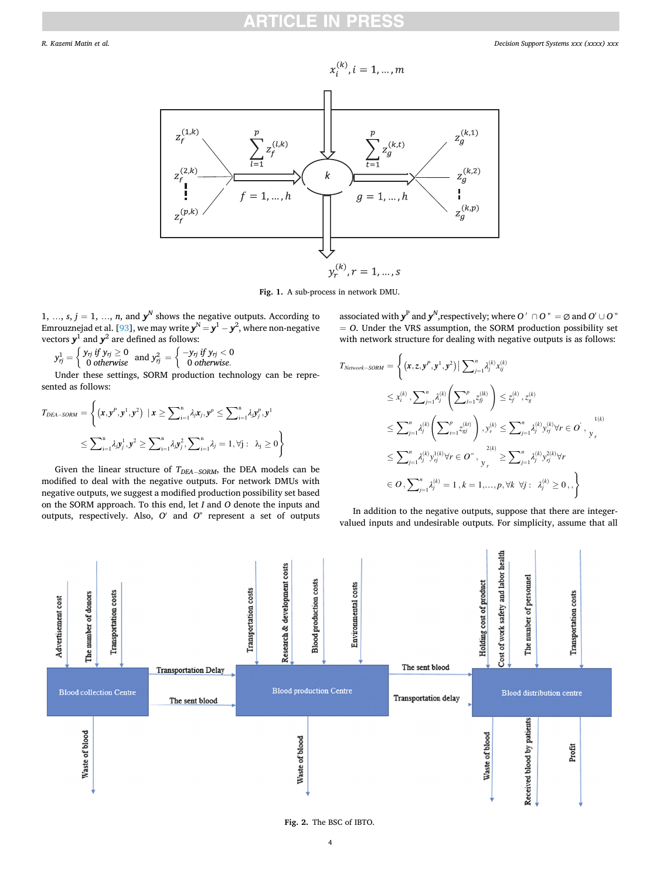Fig. 1. A sub-process in network DMU.

$1, \ldots, s$, $j = 1, \ldots, n$, and $\boldsymbol{y}^N$ shows the negative outputs. According to Emrouznejad et al. [93], we may write $\boldsymbol{y}^N = \boldsymbol{y}^1 - \boldsymbol{y}^2$, where non-negative vectors $\boldsymbol{y}^1$ and $\boldsymbol{y}^2$ are defined as follows:

$$y_{rj}^1 = \begin{cases} y_{rj} \text{ if } y_{rj} \geq 0 \\ 0 \text{ otherwise} \end{cases} \text{ and } y_{rj}^2 = \begin{cases} -y_{rj} \text{ if } y_{rj} < 0 \\ 0 \text{ otherwise.} \end{cases}$$

Under these settings, SORM production technology can be represented as follows:

$$T_{DEA-SORM} = \left\{ (\boldsymbol{x}, \boldsymbol{y}^P, \boldsymbol{y}^1, \boldsymbol{y}^2) \mid \boldsymbol{x} \geq \sum_{i=1}^{n} \lambda_j \boldsymbol{x}_j, \boldsymbol{y}^p \leq \sum_{i=1}^{n} \lambda_j \boldsymbol{y}_j^p, \boldsymbol{y}^1 \leq \sum_{i=1}^{n} \lambda_j \boldsymbol{y}_j^1, \boldsymbol{y}^2 \geq \sum_{i=1}^{n} \lambda_j \boldsymbol{y}_j^2, \sum_{i=1}^{n} \lambda_j = 1, \forall j: \ \lambda_j \geq 0 \right\}$$

Given the linear structure of $T_{DEA-SORM}$, the DEA models can be modified to deal with the negative outputs. For network DMUs with negative outputs, we suggest a modified production possibility set based on the SORM approach. To this end, let $I$ and $O$ denote the inputs and outputs, respectively. Also, $O'$ and $O''$ represent a set of outputs associated with $\boldsymbol{y}^P$ and $\boldsymbol{y}^N$, respectively; where $O' \cap O'' = \emptyset$ and $O' \cup O'' = O$. Under the VRS assumption, the SORM production possibility set with network structure for dealing with negative outputs is as follows:

$$T_{Network-SORM} = \left\{ (\boldsymbol{x}, \boldsymbol{z}, \boldsymbol{y}^P, \boldsymbol{y}^1, \boldsymbol{y}^2) \mid \sum_{j=1}^{n} \lambda_j^{(k)} x_{ij}^{(k)} \leq x_i^{(k)}, \sum_{j=1}^{n} \lambda_j^{(k)} \left( \sum_{l=1}^{p} z_{fj}^{(lk)} \right) \leq z_f^{(k)}, z_g^{(k)} \leq \sum_{j=1}^{n} \lambda_j^{(k)} \left( \sum_{t=1}^{p} z_{gj}^{(kt)} \right), y_r^{(k)} \leq \sum_{j=1}^{n} \lambda_j^{(k)} y_{rj}^{(k)} \forall r \in O', y_r^{1(k)} \leq \sum_{j=1}^{n} \lambda_j^{(k)} y_{rj}^{1(k)} \forall r \in O'', y_r^{2(k)} \geq \sum_{j=1}^{n} \lambda_j^{(k)} y_{rj}^{2(k)} \forall r \in O, \sum_{j=1}^{n} \lambda_j^{(k)} = 1, k = 1, \ldots, p, \forall k \ \forall j: \ \lambda_j^{(k)} \geq 0 \right\}$$

In addition to the negative outputs, suppose that there are integer-valued inputs and undesirable outputs. For simplicity, assume that all

Fig. 2. The BSC of IBTO.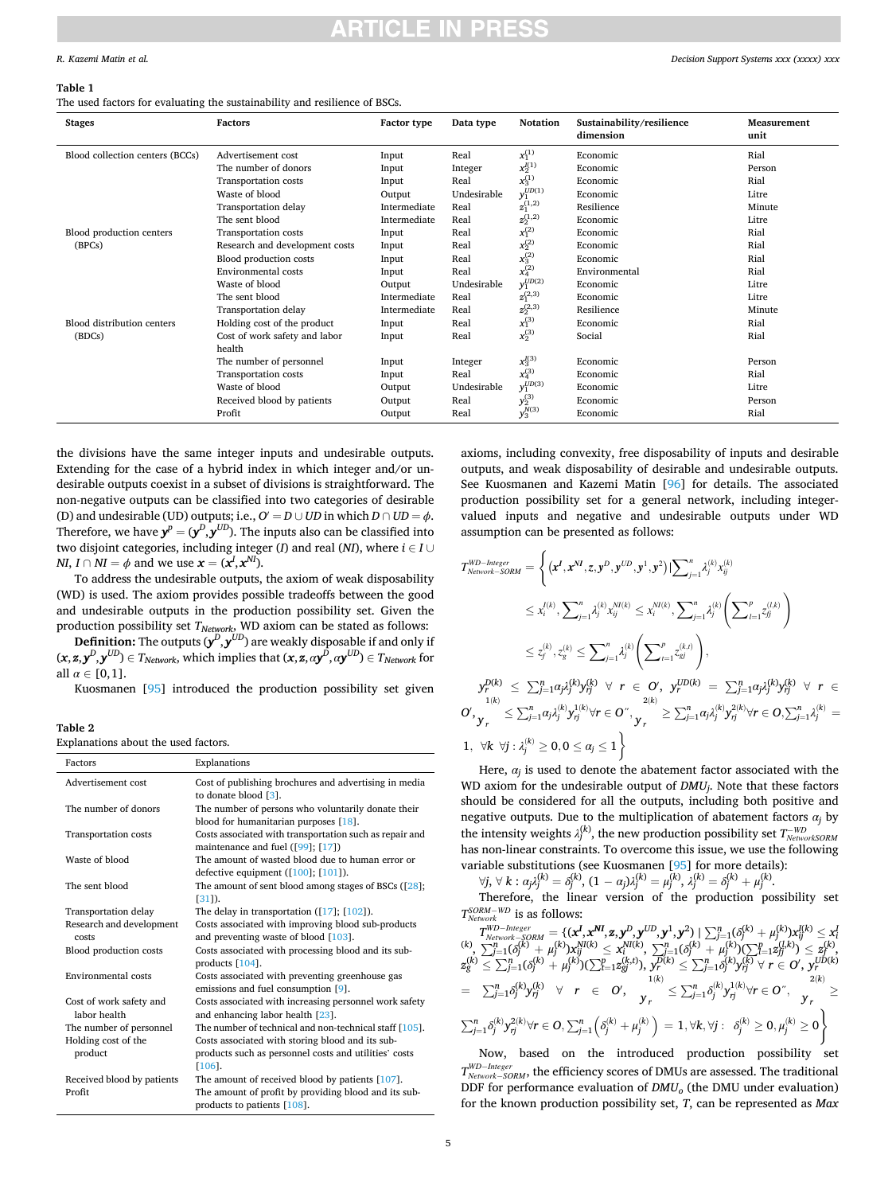**Table 1**

The used factors for evaluating the sustainability and resilience of BSCs.

| Stages | Factors | Factor type | Data type | Notation | Sustainability/resilience dimension | Measurement unit |
|---|---|---|---|---|---|---|
| Blood collection centers (BCCs) | Advertisement cost | Input | Real | $x_1^{(1)}$ | Economic | Rial |
| | The number of donors | Input | Integer | $x_2^{I(1)}$ | Economic | Person |
| | Transportation costs | Input | Real | $x_3^{(1)}$ | Economic | Rial |
| | Waste of blood | Output | Undesirable | $y_1^{UD(1)}$ | Economic | Litre |
| | Transportation delay | Intermediate | Real | $z_1^{(1,2)}$ | Resilience | Minute |
| | The sent blood | Intermediate | Real | $z_2^{(1,2)}$ | Economic | Litre |
| Blood production centers (BPCs) | Transportation costs | Input | Real | $x_1^{(2)}$ | Economic | Rial |
| | Research and development costs | Input | Real | $x_2^{(2)}$ | Economic | Rial |
| | Blood production costs | Input | Real | $x_3^{(2)}$ | Economic | Rial |
| | Environmental costs | Input | Real | $x_4^{(2)}$ | Environmental | Rial |
| | Waste of blood | Output | Undesirable | $y_1^{UD(2)}$ | Economic | Litre |
| | The sent blood | Intermediate | Real | $z_1^{(2,3)}$ | Economic | Litre |
| | Transportation delay | Intermediate | Real | $z_2^{(2,3)}$ | Resilience | Minute |
| Blood distribution centers (BDCs) | Holding cost of the product | Input | Real | $x_1^{(3)}$ | Economic | Rial |
| | Cost of work safety and labor health | Input | Real | $x_2^{(3)}$ | Social | Rial |
| | The number of personnel | Input | Integer | $x_3^{I(3)}$ | Economic | Person |
| | Transportation costs | Input | Real | $x_4^{(3)}$ | Economic | Rial |
| | Waste of blood | Output | Undesirable | $y_1^{UD(3)}$ | Economic | Litre |
| | Received blood by patients | Output | Real | $y_2^{(3)}$ | Economic | Person |
| | Profit | Output | Real | $y_3^{N(3)}$ | Economic | Rial |

the divisions have the same integer inputs and undesirable outputs. Extending for the case of a hybrid index in which integer and/or undesirable outputs coexist in a subset of divisions is straightforward. The non-negative outputs can be classified into two categories of desirable (D) and undesirable (UD) outputs; i.e., $O' = D \cup UD$ in which $D \cap UD = \phi$. Therefore, we have $\boldsymbol{y}^p = (\boldsymbol{y}^D, \boldsymbol{y}^{UD})$. The inputs also can be classified into two disjoint categories, including integer ($I$) and real ($NI$), where $i \in I \cup NI$, $I \cap NI = \phi$ and we use $\boldsymbol{x} = (\boldsymbol{x}^I, \boldsymbol{x}^{NI})$.

To address the undesirable outputs, the axiom of weak disposability (WD) is used. The axiom provides possible tradeoffs between the good and undesirable outputs in the production possibility set. Given the production possibility set $T_{Network}$, WD axiom can be stated as follows:

**Definition:** The outputs $(\boldsymbol{y}^D, \boldsymbol{y}^{UD})$ are weakly disposable if and only if $(\boldsymbol{x}, \boldsymbol{z}, \boldsymbol{y}^D, \boldsymbol{y}^{UD}) \in T_{Network}$, which implies that $(\boldsymbol{x}, \boldsymbol{z}, \alpha \boldsymbol{y}^D, \alpha \boldsymbol{y}^{UD}) \in T_{Network}$ for all $\alpha \in [0,1]$.

Kuosmanen [95] introduced the production possibility set given axioms, including convexity, free disposability of inputs and desirable outputs, and weak disposability of desirable and undesirable outputs. See Kuosmanen and Kazemi Matin [96] for details. The associated production possibility set for a general network, including integer-valued inputs and negative and undesirable outputs under WD assumption can be presented as follows:

$$T^{WD-Integer}_{Network-SORM} = \Bigg\{ (\boldsymbol{x}^I, \boldsymbol{x}^{NI}, \boldsymbol{z}, \boldsymbol{y}^D, \boldsymbol{y}^{UD}, \boldsymbol{y}^1, \boldsymbol{y}^2) \,|\, \sum_{j=1}^n \lambda_j^{(k)} x_{ij}^{(k)} \le x_i^{I(k)}, \sum_{j=1}^n \lambda_j^{(k)} x_{ij}^{NI(k)} \le x_i^{NI(k)}, \sum_{j=1}^n \lambda_j^{(k)} \left( \sum_{l=1}^p z_{fj}^{(l,k)} \right) \le z_f^{(k)}, z_g^{(k)} \le \sum_{j=1}^n \lambda_j^{(k)} \left( \sum_{t=1}^p z_{gj}^{(k,t)} \right),$$

$$y_r^{D(k)} \le \sum_{j=1}^n \alpha_j \lambda_j^{(k)} y_{rj}^{(k)} \;\; \forall\, r \in O',\; y_r^{UD(k)} = \sum_{j=1}^n \alpha_j \lambda_j^{(k)} y_{rj}^{(k)} \;\; \forall\, r \in O',\; y_r^{1(k)} \le \sum_{j=1}^n \alpha_j \lambda_j^{(k)} y_{rj}^{1(k)} \forall r \in O'',\; y_r^{2(k)} \ge \sum_{j=1}^n \alpha_j \lambda_j^{(k)} y_{rj}^{2(k)} \forall r \in O'', \sum_{j=1}^n \lambda_j^{(k)} = 1,\;\; \forall k\;\; \forall j: \lambda_j^{(k)} \ge 0, 0 \le \alpha_j \le 1 \Bigg\}$$

Here, $\alpha_j$ is used to denote the abatement factor associated with the WD axiom for the undesirable output of $DMU_j$. Note that these factors should be considered for all the outputs, including both positive and negative outputs. Due to the multiplication of abatement factors $\alpha_j$ by the intensity weights $\lambda_j^{(k)}$, the new production possibility set $T^{-WD}_{NetworkSORM}$ has non-linear constraints. To overcome this issue, we use the following variable substitutions (see Kuosmanen [95] for more details):

$\forall j, \forall\, k: \alpha_j \lambda_j^{(k)} = \delta_j^{(k)}, (1 - \alpha_j) \lambda_j^{(k)} = \mu_j^{(k)}, \lambda_j^{(k)} = \delta_j^{(k)} + \mu_j^{(k)}$.

Therefore, the linear version of the production possibility set $T^{SORM-WD}_{Network}$ is as follows:

$$T^{WD-Integer}_{Network-SORM} = \Big\{ (\boldsymbol{x}^I, \boldsymbol{x}^{NI}, \boldsymbol{z}, \boldsymbol{y}^D, \boldsymbol{y}^{UD}, \boldsymbol{y}^1, \boldsymbol{y}^2) \,|\, \sum_{j=1}^n (\delta_j^{(k)} + \mu_j^{(k)}) x_{ij}^{I(k)} \le x_i^{I(k)}, \sum_{j=1}^n (\delta_j^{(k)} + \mu_j^{(k)}) x_{ij}^{NI(k)} \le x_i^{NI(k)}, \sum_{j=1}^n (\delta_j^{(k)} + \mu_j^{(k)}) (\sum_{l=1}^p z_{fj}^{(l,k)}) \le z_f^{(k)}, z_g^{(k)} \le \sum_{j=1}^n (\delta_j^{(k)} + \mu_j^{(k)}) (\sum_{t=1}^p z_{gj}^{(k,t)}), y_r^{D(k)} \le \sum_{j=1}^n \delta_j^{(k)} y_{rj}^{(k)} \;\forall\, r \in O',\; y_r^{UD(k)} = \sum_{j=1}^n \delta_j^{(k)} y_{rj}^{(k)} \;\; \forall \;\; r \;\; \in \;\; O',\;\; y_r^{1(k)} \le \sum_{j=1}^n \delta_j^{(k)} y_{rj}^{1(k)} \forall r \in O'',\;\; y_r^{2(k)} \ge \sum_{j=1}^n \delta_j^{(k)} y_{rj}^{2(k)} \forall r \in O, \sum_{j=1}^n \left( \delta_j^{(k)} + \mu_j^{(k)} \right) = 1, \forall k, \forall j: \;\; \delta_j^{(k)} \ge 0, \mu_j^{(k)} \ge 0 \Big\}$$

Now, based on the introduced production possibility set $T^{WD-Integer}_{Network-SORM}$, the efficiency scores of DMUs are assessed. The traditional DDF for performance evaluation of $DMU_o$ (the DMU under evaluation) for the known production possibility set, $T$, can be represented as *Max*

**Table 2**

Explanations about the used factors.

| Factors | Explanations |
|---|---|
| Advertisement cost | Cost of publishing brochures and advertising in media to donate blood [3]. |
| The number of donors | The number of persons who voluntarily donate their blood for humanitarian purposes [18]. |
| Transportation costs | Costs associated with transportation such as repair and maintenance and fuel ([99]; [17]) |
| Waste of blood | The amount of wasted blood due to human error or defective equipment ([100]; [101]). |
| The sent blood | The amount of sent blood among stages of BSCs ([28]; [31]). |
| Transportation delay | The delay in transportation ([17]; [102]). |
| Research and development costs | Costs associated with improving blood sub-products and preventing waste of blood [103]. |
| Blood production costs | Costs associated with processing blood and its sub-products [104]. |
| Environmental costs | Costs associated with preventing greenhouse gas emissions and fuel consumption [9]. |
| Cost of work safety and labor health | Costs associated with increasing personnel work safety and enhancing labor health [23]. |
| The number of personnel | The number of technical and non-technical staff [105]. |
| Holding cost of the product | Costs associated with storing blood and its sub-products such as personnel costs and utilities' costs [106]. |
| Received blood by patients | The amount of received blood by patients [107]. |
| Profit | The amount of profit by providing blood and its sub-products to patients [108]. |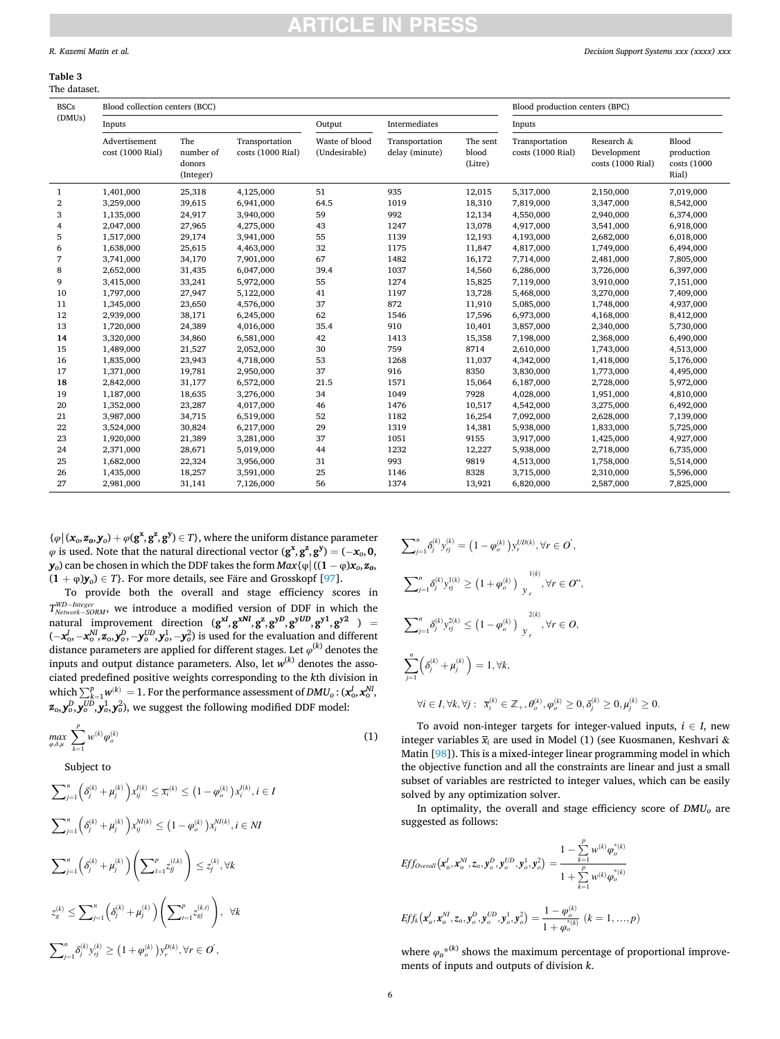**Table 3**
The dataset.

| BSCs (DMUs) | Blood collection centers (BCC) | | | | | | Blood production centers (BPC) | | |
|---|---|---|---|---|---|---|---|---|---|
| | Inputs | | | Output | Intermediates | | Inputs | | |
| | Advertisement cost (1000 Rial) | The number of donors (Integer) | Transportation costs (1000 Rial) | Waste of blood (Undesirable) | Transportation delay (minute) | The sent blood (Litre) | Transportation costs (1000 Rial) | Research & Development costs (1000 Rial) | Blood production costs (1000 Rial) |
| 1 | 1,401,000 | 25,318 | 4,125,000 | 51 | 935 | 12,015 | 5,317,000 | 2,150,000 | 7,019,000 |
| 2 | 3,259,000 | 39,615 | 6,941,000 | 64.5 | 1019 | 18,310 | 7,819,000 | 3,347,000 | 8,542,000 |
| 3 | 1,135,000 | 24,917 | 3,940,000 | 59 | 992 | 12,134 | 4,550,000 | 2,940,000 | 6,374,000 |
| 4 | 2,047,000 | 27,965 | 4,275,000 | 43 | 1247 | 13,078 | 4,917,000 | 3,541,000 | 6,918,000 |
| 5 | 1,517,000 | 29,174 | 3,941,000 | 55 | 1139 | 12,193 | 4,193,000 | 2,682,000 | 6,018,000 |
| 6 | 1,638,000 | 25,615 | 4,463,000 | 32 | 1175 | 11,847 | 4,817,000 | 1,749,000 | 6,494,000 |
| 7 | 3,741,000 | 34,170 | 7,901,000 | 67 | 1482 | 16,172 | 7,714,000 | 2,481,000 | 7,805,000 |
| 8 | 2,652,000 | 31,435 | 6,047,000 | 39.4 | 1037 | 14,560 | 6,286,000 | 3,726,000 | 6,397,000 |
| 9 | 3,415,000 | 33,241 | 5,972,000 | 55 | 1274 | 15,825 | 7,119,000 | 3,910,000 | 7,151,000 |
| 10 | 1,797,000 | 27,947 | 5,122,000 | 41 | 1197 | 13,728 | 5,468,000 | 3,270,000 | 7,409,000 |
| 11 | 1,345,000 | 23,650 | 4,576,000 | 37 | 872 | 11,910 | 5,085,000 | 1,748,000 | 4,937,000 |
| 12 | 2,939,000 | 38,171 | 6,245,000 | 62 | 1546 | 17,596 | 6,973,000 | 4,168,000 | 8,412,000 |
| 13 | 1,720,000 | 24,389 | 4,016,000 | 35.4 | 910 | 10,401 | 3,857,000 | 2,340,000 | 5,730,000 |
| 14 | 3,320,000 | 34,860 | 6,581,000 | 42 | 1413 | 15,358 | 7,198,000 | 2,368,000 | 6,490,000 |
| 15 | 1,489,000 | 21,527 | 2,052,000 | 30 | 759 | 8714 | 2,610,000 | 1,743,000 | 4,513,000 |
| 16 | 1,835,000 | 23,943 | 4,718,000 | 53 | 1268 | 11,037 | 4,342,000 | 1,418,000 | 5,176,000 |
| 17 | 1,371,000 | 19,781 | 2,950,000 | 37 | 916 | 8350 | 3,830,000 | 1,773,000 | 4,495,000 |
| 18 | 2,842,000 | 31,177 | 6,572,000 | 21.5 | 1571 | 15,064 | 6,187,000 | 2,728,000 | 5,972,000 |
| 19 | 1,187,000 | 18,635 | 3,276,000 | 34 | 1049 | 7928 | 4,028,000 | 1,951,000 | 4,810,000 |
| 20 | 1,352,000 | 23,287 | 4,017,000 | 46 | 1476 | 10,517 | 4,542,000 | 3,275,000 | 6,492,000 |
| 21 | 3,987,000 | 34,715 | 6,519,000 | 52 | 1182 | 16,254 | 7,092,000 | 2,628,000 | 7,139,000 |
| 22 | 3,524,000 | 30,824 | 6,217,000 | 29 | 1319 | 14,381 | 5,938,000 | 1,833,000 | 5,725,000 |
| 23 | 1,920,000 | 21,389 | 3,281,000 | 37 | 1051 | 9155 | 3,917,000 | 1,425,000 | 4,927,000 |
| 24 | 2,371,000 | 28,671 | 5,019,000 | 44 | 1232 | 12,227 | 5,938,000 | 2,718,000 | 6,735,000 |
| 25 | 1,682,000 | 22,324 | 3,956,000 | 31 | 993 | 9819 | 4,513,000 | 1,758,000 | 5,514,000 |
| 26 | 1,435,000 | 18,257 | 3,591,000 | 25 | 1146 | 8328 | 3,715,000 | 2,310,000 | 5,596,000 |
| 27 | 2,981,000 | 31,141 | 7,126,000 | 56 | 1374 | 13,921 | 6,820,000 | 2,587,000 | 7,825,000 |

$\{\varphi | (\boldsymbol{x}_o, \boldsymbol{z}_o, \boldsymbol{y}_o) + \varphi(\mathbf{g^x}, \mathbf{g^z}, \mathbf{g^y}) \in T\}$, where the uniform distance parameter $\varphi$ is used. Note that the natural directional vector $(\mathbf{g^x}, \mathbf{g^z}, \mathbf{g^y}) = (-\boldsymbol{x}_o, \mathbf{0}, \boldsymbol{y}_o)$ can be chosen in which the DDF takes the form $Max\{\varphi | ((\mathbf{1} - \varphi)\boldsymbol{x}_o, \boldsymbol{z}_o, (\mathbf{1} + \varphi)\boldsymbol{y}_o) \in T\}$. For more details, see Färe and Grosskopf [97].

To provide both the overall and stage efficiency scores in $T^{WD-Integer}_{Network-SORM}$, we introduce a modified version of DDF in which the natural improvement direction $(\mathbf{g^{xI}}, \mathbf{g^{xNI}}, \mathbf{g^z}, \mathbf{g^{yD}}, \mathbf{g^{yUD}}, \mathbf{g^{y1}}, \mathbf{g^{y2}}) = (-\boldsymbol{x}^I_o, -\boldsymbol{x}^{NI}_o, \boldsymbol{z}_o, \boldsymbol{y}^D_o, -\boldsymbol{y}^{UD}_o, \boldsymbol{y}^1_o, -\boldsymbol{y}^2_o)$ is used for the evaluation and different distance parameters are applied for different stages. Let $\varphi^{(k)}$ denotes the inputs and output distance parameters. Also, let $w^{(k)}$ denotes the associated predefined positive weights corresponding to the $k$th division in which $\sum_{k=1}^{p} w^{(k)} = 1$. For the performance assessment of $DMU_o : (\boldsymbol{x}^I_o, \boldsymbol{x}^{NI}_o, \boldsymbol{z}_o, \boldsymbol{y}^D_o, \boldsymbol{y}^{UD}_o, \boldsymbol{y}^1_o, \boldsymbol{y}^2_o)$, we suggest the following modified DDF model:

$$\max_{\varphi, \delta, \mu} \sum_{k=1}^{p} w^{(k)} \varphi^{(k)}_o \tag{1}$$

Subject to

$$\sum\nolimits_{j=1}^{n} \left(\delta^{(k)}_j + \mu^{(k)}_j\right) x^{I(k)}_{ij} \le \overline{x}_i^{(k)} \le \left(1 - \varphi^{(k)}_o\right) x^{I(k)}_i, i \in I$$

$$\sum\nolimits_{j=1}^{n} \left(\delta^{(k)}_j + \mu^{(k)}_j\right) x^{NI(k)}_{ij} \le \left(1 - \varphi^{(k)}_o\right) x^{NI(k)}_i, i \in NI$$

$$\sum\nolimits_{j=1}^{n} \left(\delta^{(k)}_j + \mu^{(k)}_j\right) \left(\sum\nolimits_{l=1}^{p} z^{(l,k)}_{fj}\right) \le z^{(k)}_f, \forall k$$

$$z^{(k)}_g \le \sum\nolimits_{j=1}^{n} \left(\delta^{(k)}_j + \mu^{(k)}_j\right) \left(\sum\nolimits_{t=1}^{p} z^{(k,t)}_{gj}\right), \ \forall k$$

$$\sum\nolimits_{j=1}^{n} \delta^{(k)}_j y^{(k)}_{rj} \ge \left(1 + \varphi^{(k)}_o\right) y^{D(k)}_r, \forall r \in O',$$

$$\sum\nolimits_{j=1}^{n} \delta^{(k)}_j y^{(k)}_{rj} = \left(1 - \varphi^{(k)}_o\right) y^{UD(k)}_r, \forall r \in O',$$

$$\sum\nolimits_{j=1}^{n} \delta^{(k)}_j y^{1(k)}_{rj} \ge \left(1 + \varphi^{(k)}_o\right) y^{1(k)}_r, \forall r \in O'',$$

$$\sum\nolimits_{j=1}^{n} \delta^{(k)}_j y^{2(k)}_{rj} \le \left(1 - \varphi^{(k)}_o\right) y^{2(k)}_r, \forall r \in O,$$

$$\sum_{j=1}^{n} \left(\delta^{(k)}_j + \mu^{(k)}_j\right) = 1, \forall k,$$

$$\forall i \in I, \forall k, \forall j: \ \ \overline{x}^{(k)}_i \in \mathbb{Z}_+, \theta^{(k)}_o, \varphi^{(k)}_o \ge 0, \delta^{(k)}_j \ge 0, \mu^{(k)}_j \ge 0.$$

To avoid non-integer targets for integer-valued inputs, $i \in I$, new integer variables $\overline{x}_i$ are used in Model (1) (see Kuosmanen, Keshvari & Matin [98]). This is a mixed-integer linear programming model in which the objective function and all the constraints are linear and just a small subset of variables are restricted to integer values, which can be easily solved by any optimization solver.

In optimality, the overall and stage efficiency score of $DMU_o$ are suggested as follows:

$$Eff_{Overall}\left(\boldsymbol{x}^I_o, \boldsymbol{x}^{NI}_o, \boldsymbol{z}_o, \boldsymbol{y}^D_o, \boldsymbol{y}^{UD}_o, \boldsymbol{y}^1_o, \boldsymbol{y}^2_o\right) = \frac{1 - \sum_{k=1}^{p} w^{(k)} \varphi^{*(k)}_o}{1 + \sum_{k=1}^{p} w^{(k)} \varphi^{*(k)}_o}$$

$$Eff_k\left(\boldsymbol{x}^I_o, \boldsymbol{x}^{NI}_o, \boldsymbol{z}_o, \boldsymbol{y}^D_o, \boldsymbol{y}^{UD}_o, \boldsymbol{y}^1_o, \boldsymbol{y}^2_o\right) = \frac{1 - \varphi^{(k)}_o}{1 + \varphi^{*(k)}_o} \ (k = 1, \dots, p)$$

where $\varphi_o^{*(k)}$ shows the maximum percentage of proportional improvements of inputs and outputs of division $k$.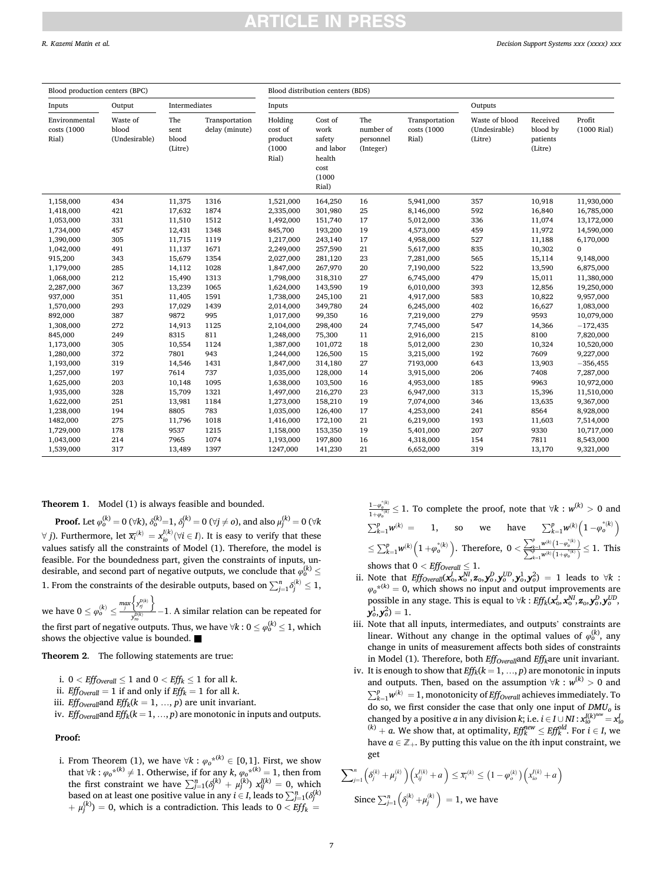| Blood production centers (BPC) | | | | Blood distribution centers (BDS) | | | | | | |
|---|---|---|---|---|---|---|---|---|---|---|
| Inputs | Output | Intermediates | | Inputs | | | | Outputs | | |
| Environmental costs (1000 Rial) | Waste of blood (Undesirable) | The sent blood (Litre) | Transportation delay (minute) | Holding cost of product (1000 Rial) | Cost of work safety and labor health cost (1000 Rial) | The number of personnel (Integer) | Transportation costs (1000 Rial) | Waste of blood (Undesirable) (Litre) | Received blood by patients (Litre) | Profit (1000 Rial) |
| 1,158,000 | 434 | 11,375 | 1316 | 1,521,000 | 164,250 | 16 | 5,941,000 | 357 | 10,918 | 11,930,000 |
| 1,418,000 | 421 | 17,632 | 1874 | 2,335,000 | 301,980 | 25 | 8,146,000 | 592 | 16,840 | 16,785,000 |
| 1,053,000 | 331 | 11,510 | 1512 | 1,492,000 | 151,740 | 17 | 5,012,000 | 336 | 11,074 | 13,172,000 |
| 1,734,000 | 457 | 12,431 | 1348 | 845,700 | 193,200 | 19 | 4,573,000 | 459 | 11,972 | 14,590,000 |
| 1,390,000 | 305 | 11,715 | 1119 | 1,217,000 | 243,140 | 17 | 4,958,000 | 527 | 11,188 | 6,170,000 |
| 1,042,000 | 491 | 11,137 | 1671 | 2,249,000 | 257,590 | 21 | 5,617,000 | 835 | 10,302 | 0 |
| 915,200 | 343 | 15,679 | 1354 | 2,027,000 | 281,120 | 23 | 7,281,000 | 565 | 15,114 | 9,148,000 |
| 1,179,000 | 285 | 14,112 | 1028 | 1,847,000 | 267,970 | 20 | 7,190,000 | 522 | 13,590 | 6,875,000 |
| 1,068,000 | 212 | 15,490 | 1313 | 1,798,000 | 318,310 | 27 | 6,745,000 | 479 | 15,011 | 11,380,000 |
| 2,287,000 | 367 | 13,239 | 1065 | 1,624,000 | 143,590 | 19 | 6,010,000 | 393 | 12,856 | 19,250,000 |
| 937,000 | 351 | 11,405 | 1591 | 1,738,000 | 245,100 | 21 | 4,917,000 | 583 | 10,822 | 9,957,000 |
| 1,570,000 | 293 | 17,029 | 1439 | 2,014,000 | 349,780 | 24 | 6,245,000 | 402 | 16,627 | 1,083,000 |
| 892,000 | 387 | 9872 | 995 | 1,017,000 | 99,350 | 16 | 7,219,000 | 279 | 9593 | 10,079,000 |
| 1,308,000 | 272 | 14,913 | 1125 | 2,104,000 | 298,400 | 24 | 7,745,000 | 547 | 14,366 | −172,435 |
| 845,000 | 249 | 8315 | 811 | 1,248,000 | 75,300 | 11 | 2,916,000 | 215 | 8100 | 7,820,000 |
| 1,173,000 | 305 | 10,554 | 1124 | 1,387,000 | 101,072 | 18 | 5,012,000 | 230 | 10,324 | 10,520,000 |
| 1,280,000 | 372 | 7801 | 943 | 1,244,000 | 126,500 | 15 | 3,215,000 | 192 | 7609 | 9,227,000 |
| 1,193,000 | 319 | 14,546 | 1431 | 1,847,000 | 314,180 | 27 | 7193,000 | 643 | 13,903 | −356,455 |
| 1,257,000 | 197 | 7614 | 737 | 1,035,000 | 128,000 | 14 | 3,915,000 | 206 | 7408 | 7,287,000 |
| 1,625,000 | 203 | 10,148 | 1095 | 1,638,000 | 103,500 | 16 | 4,953,000 | 185 | 9963 | 10,972,000 |
| 1,935,000 | 328 | 15,709 | 1321 | 1,497,000 | 216,270 | 23 | 6,947,000 | 313 | 15,396 | 11,510,000 |
| 1,622,000 | 251 | 13,981 | 1184 | 1,273,000 | 158,210 | 19 | 7,074,000 | 346 | 13,635 | 9,367,000 |
| 1,238,000 | 194 | 8805 | 783 | 1,035,000 | 126,400 | 17 | 4,253,000 | 241 | 8564 | 8,928,000 |
| 1482,000 | 275 | 11,796 | 1018 | 1,416,000 | 172,100 | 21 | 6,219,000 | 193 | 11,603 | 7,514,000 |
| 1,729,000 | 178 | 9537 | 1215 | 1,158,000 | 153,350 | 19 | 5,401,000 | 207 | 9330 | 10,717,000 |
| 1,043,000 | 214 | 7965 | 1074 | 1,193,000 | 197,800 | 16 | 4,318,000 | 154 | 7811 | 8,543,000 |
| 1,539,000 | 317 | 13,489 | 1397 | 1247,000 | 141,230 | 21 | 6,652,000 | 319 | 13,170 | 9,321,000 |

**Theorem 1**. Model (1) is always feasible and bounded.

**Proof.** Let $\varphi_o^{(k)} = 0\ (\forall k)$, $\delta_o^{(k)}=1$, $\delta_j^{(k)} = 0\ (\forall j \neq o)$, and also $\mu_j^{(k)} = 0\ (\forall k\ \forall j)$. Furthermore, let $\overline{x}_i^{(k)} = x_{io}^{I(k)} (\forall i \in I)$. It is easy to verify that these values satisfy all the constraints of Model (1). Therefore, the model is feasible. For the boundedness part, given the constraints of inputs, undesirable, and second part of negative outputs, we conclude that $\varphi_o^{(k)} \leq 1$. From the constraints of the desirable outputs, based on $\sum_{j=1}^{n}\delta_j^{(k)} \leq 1$, we have $0 \leq \varphi_o^{(k)} \leq \frac{\max_j\left\{y_{rj}^{D(k)}\right\}}{y_{ro}^{D(k)}} - 1$. A similar relation can be repeated for the first part of negative outputs. Thus, we have $\forall k : 0 \leq \varphi_o^{(k)} \leq 1$, which shows the objective value is bounded. ■

**Theorem 2**. The following statements are true:

i. $0 < Eff_{Overall} \leq 1$ and $0 < Eff_k \leq 1$ for all $k$.
ii. $Eff_{Overall} = 1$ if and only if $Eff_k = 1$ for all $k$.
iii. $Eff_{Overall}$ and $Eff_k (k = 1, \ldots, p)$ are unit invariant.
iv. $Eff_{Overall}$ and $Eff_k (k = 1, \ldots, p)$ are monotonic in inputs and outputs.

**Proof:**

i. From Theorem (1), we have $\forall k : \varphi_o^{*(k)} \in [0,1]$. First, we show that $\forall k : \varphi_o^{*(k)} \neq 1$. Otherwise, if for any $k$, $\varphi_o^{*(k)} = 1$, then from the first constraint we have $\sum_{j=1}^{n}(\delta_j^{(k)} + \mu_j^{(k)})\, x_{ij}^{I(k)} = 0$, which based on at least one positive value in any $i \in I$, leads to $\sum_{j=1}^{n}(\delta_j^{(k)} + \mu_j^{(k)}) = 0$, which is a contradiction. This leads to $0 < Eff_k = \frac{1-\varphi_o^{*(k)}}{1+\varphi_o^{*(k)}} \leq 1$. To complete the proof, note that $\forall k : w^{(k)} > 0$ and $\sum_{k=1}^{p} w^{(k)} = 1$, so we have $\sum_{k=1}^{p} w^{(k)}\left(1 - \varphi_o^{*(k)}\right) \leq \sum_{k=1}^{p} w^{(k)}\left(1 + \varphi_o^{*(k)}\right)$. Therefore, $0 < \frac{\sum_{k=1}^{p} w^{(k)}\left(1-\varphi_o^{*(k)}\right)}{\sum_{k=1}^{p} w^{(k)}\left(1+\varphi_o^{*(k)}\right)} \leq 1$. This shows that $0 < Eff_{Overall} \leq 1$.
ii. Note that $Eff_{Overall}(x_o^I, x_o^{NI}, z_o, y_o^D, y_o^{UD}, y_o^1, y_o^2) = 1$ leads to $\forall k : \varphi_o^{*(k)} = 0$, which shows no input and output improvements are possible in any stage. This is equal to $\forall k : Eff_k(x_o^I, x_o^{NI}, z_o, y_o^D, y_o^{UD}, y_o^1, y_o^2) = 1$.
iii. Note that all inputs, intermediates, and outputs' constraints are linear. Without any change in the optimal values of $\varphi_o^{(k)}$, any change in units of measurement affects both sides of constraints in Model (1). Therefore, both $Eff_{Overall}$ and $Eff_k$ are unit invariant.
iv. It is enough to show that $Eff_k (k = 1, \ldots, p)$ are monotonic in inputs and outputs. Then, based on the assumption $\forall k : w^{(k)} > 0$ and $\sum_{k=1}^{p} w^{(k)} = 1$, monotonicity of $Eff_{Overall}$ achieves immediately. To do so, we first consider the case that only one input of $DMU_o$ is changed by a positive $a$ in any division $k$; i.e. $i \in I \cup NI : x_{io}^{I(k)^{new}} = x_{io}^{I(k)} + a$. We show that, at optimality, $Eff_k^{new} \leq Eff_k^{old}$. For $i \in I$, we have $a \in \mathbb{Z}_+$. By putting this value on the $i$th input constraint, we get

$$\sum_{j=1}^{n}\left(\delta_j^{(k)} + \mu_j^{(k)}\right)\left(x_{ij}^{I(k)} + a\right) \leq \overline{x}_i^{(k)} \leq \left(1 - \varphi_o^{(k)}\right)\left(x_{io}^{I(k)} + a\right)$$

Since $\sum_{j=1}^{n}\left(\delta_j^{(k)} + \mu_j^{(k)}\right) = 1$, we have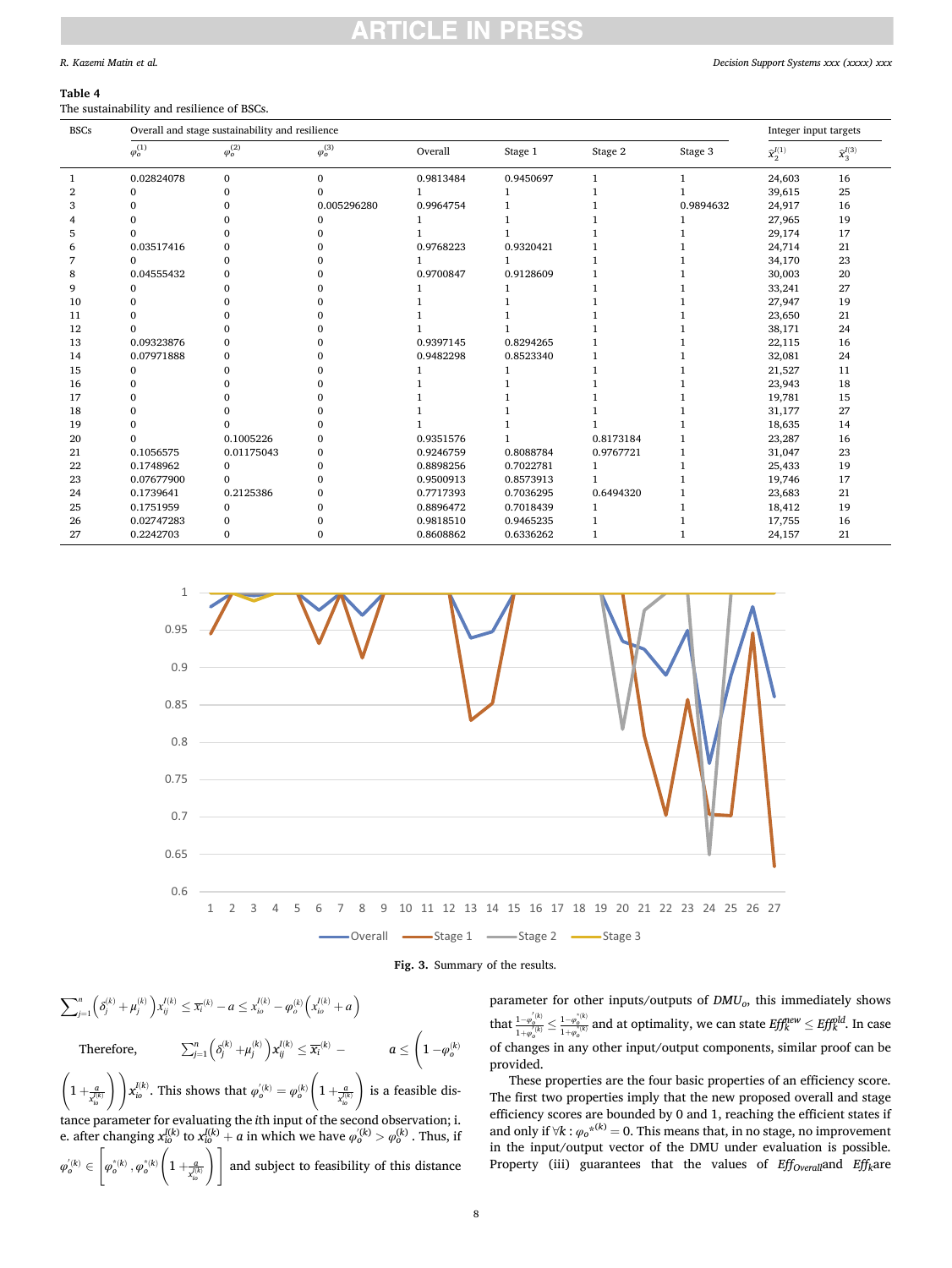**Table 4**
The sustainability and resilience of BSCs.

| BSCs | Overall and stage sustainability and resilience | | | | | | | Integer input targets | |
|---|---|---|---|---|---|---|---|---|---|
| | $\varphi_o^{(1)}$ | $\varphi_o^{(2)}$ | $\varphi_o^{(3)}$ | Overall | Stage 1 | Stage 2 | Stage 3 | $\hat{x}_2^{I(1)}$ | $\hat{x}_3^{I(3)}$ |
| 1 | 0.02824078 | 0 | 0 | 0.9813484 | 0.9450697 | 1 | 1 | 24,603 | 16 |
| 2 | 0 | 0 | 0 | 1 | 1 | 1 | 1 | 39,615 | 25 |
| 3 | 0 | 0 | 0.005296280 | 0.9964754 | 1 | 1 | 0.9894632 | 24,917 | 16 |
| 4 | 0 | 0 | 0 | 1 | 1 | 1 | 1 | 27,965 | 19 |
| 5 | 0 | 0 | 0 | 1 | 1 | 1 | 1 | 29,174 | 17 |
| 6 | 0.03517416 | 0 | 0 | 0.9768223 | 0.9320421 | 1 | 1 | 24,714 | 21 |
| 7 | 0 | 0 | 0 | 1 | 1 | 1 | 1 | 34,170 | 23 |
| 8 | 0.04555432 | 0 | 0 | 0.9700847 | 0.9128609 | 1 | 1 | 30,003 | 20 |
| 9 | 0 | 0 | 0 | 1 | 1 | 1 | 1 | 33,241 | 27 |
| 10 | 0 | 0 | 0 | 1 | 1 | 1 | 1 | 27,947 | 19 |
| 11 | 0 | 0 | 0 | 1 | 1 | 1 | 1 | 23,650 | 21 |
| 12 | 0 | 0 | 0 | 1 | 1 | 1 | 1 | 38,171 | 24 |
| 13 | 0.09323876 | 0 | 0 | 0.9397145 | 0.8294265 | 1 | 1 | 22,115 | 16 |
| 14 | 0.07971888 | 0 | 0 | 0.9482298 | 0.8523340 | 1 | 1 | 32,081 | 24 |
| 15 | 0 | 0 | 0 | 1 | 1 | 1 | 1 | 21,527 | 11 |
| 16 | 0 | 0 | 0 | 1 | 1 | 1 | 1 | 23,943 | 18 |
| 17 | 0 | 0 | 0 | 1 | 1 | 1 | 1 | 19,781 | 15 |
| 18 | 0 | 0 | 0 | 1 | 1 | 1 | 1 | 31,177 | 27 |
| 19 | 0 | 0 | 0 | 1 | 1 | 1 | 1 | 18,635 | 14 |
| 20 | 0 | 0.1005226 | 0 | 0.9351576 | 1 | 0.8173184 | 1 | 23,287 | 16 |
| 21 | 0.1056575 | 0.01175043 | 0 | 0.9246759 | 0.8088784 | 0.9767721 | 1 | 31,047 | 23 |
| 22 | 0.1748962 | 0 | 0 | 0.8898256 | 0.7022781 | 1 | 1 | 25,433 | 19 |
| 23 | 0.07677900 | 0 | 0 | 0.9500913 | 0.8573913 | 1 | 1 | 19,746 | 17 |
| 24 | 0.1739641 | 0.2125386 | 0 | 0.7717393 | 0.7036295 | 0.6494320 | 1 | 23,683 | 21 |
| 25 | 0.1751959 | 0 | 0 | 0.8896472 | 0.7018439 | 1 | 1 | 18,412 | 19 |
| 26 | 0.02747283 | 0 | 0 | 0.9818510 | 0.9465235 | 1 | 1 | 17,755 | 16 |
| 27 | 0.2242703 | 0 | 0 | 0.8608862 | 0.6336262 | 1 | 1 | 24,157 | 21 |

**Fig. 3.** Summary of the results.

$$\sum_{j=1}^{n}\left(\delta_j^{(k)}+\mu_j^{(k)}\right)x_{ij}^{I(k)} \leq \overline{x}_i^{(k)} - a \leq x_{io}^{I(k)} - \varphi_o^{(k)}\left(x_{io}^{I(k)}+a\right)$$

Therefore, $\sum_{j=1}^{n}\left(\delta_j^{(k)}+\mu_j^{(k)}\right)x_{ij}^{I(k)} \leq \overline{x}_i^{(k)} - a \leq \left(1-\varphi_o^{(k)}\left(1+\frac{a}{x_{io}^{I(k)}}\right)\right)x_{io}^{I(k)}$. This shows that $\varphi_o^{'(k)} = \varphi_o^{(k)}\left(1+\frac{a}{x_{io}^{I(k)}}\right)$ is a feasible distance parameter for evaluating the *i*th input of the second observation; i.e. after changing $x_{io}^{I(k)}$ to $x_{io}^{I(k)}+a$ in which we have $\varphi_o^{'(k)} > \varphi_o^{(k)}$. Thus, if $\varphi_o^{'(k)} \in \left[\varphi_o^{*(k)}, \varphi_o^{*(k)}\left(1+\frac{a}{x_{io}^{I(k)}}\right)\right]$ and subject to feasibility of this distance parameter for other inputs/outputs of $DMU_o$, this immediately shows that $\frac{1-\varphi_o^{'(k)}}{1+\varphi_o^{'(k)}} \leq \frac{1-\varphi_o^{*(k)}}{1+\varphi_o^{*(k)}}$ and at optimality, we can state $Eff_k^{new} \leq Eff_k^{old}$. In case of changes in any other input/output components, similar proof can be provided.

These properties are the four basic properties of an efficiency score. The first two properties imply that the new proposed overall and stage efficiency scores are bounded by 0 and 1, reaching the efficient states if and only if $\forall k: \varphi_o^{*(k)} = 0$. This means that, in no stage, no improvement in the input/output vector of the DMU under evaluation is possible. Property (iii) guarantees that the values of $Eff_{Overall}$ and $Eff_k$ are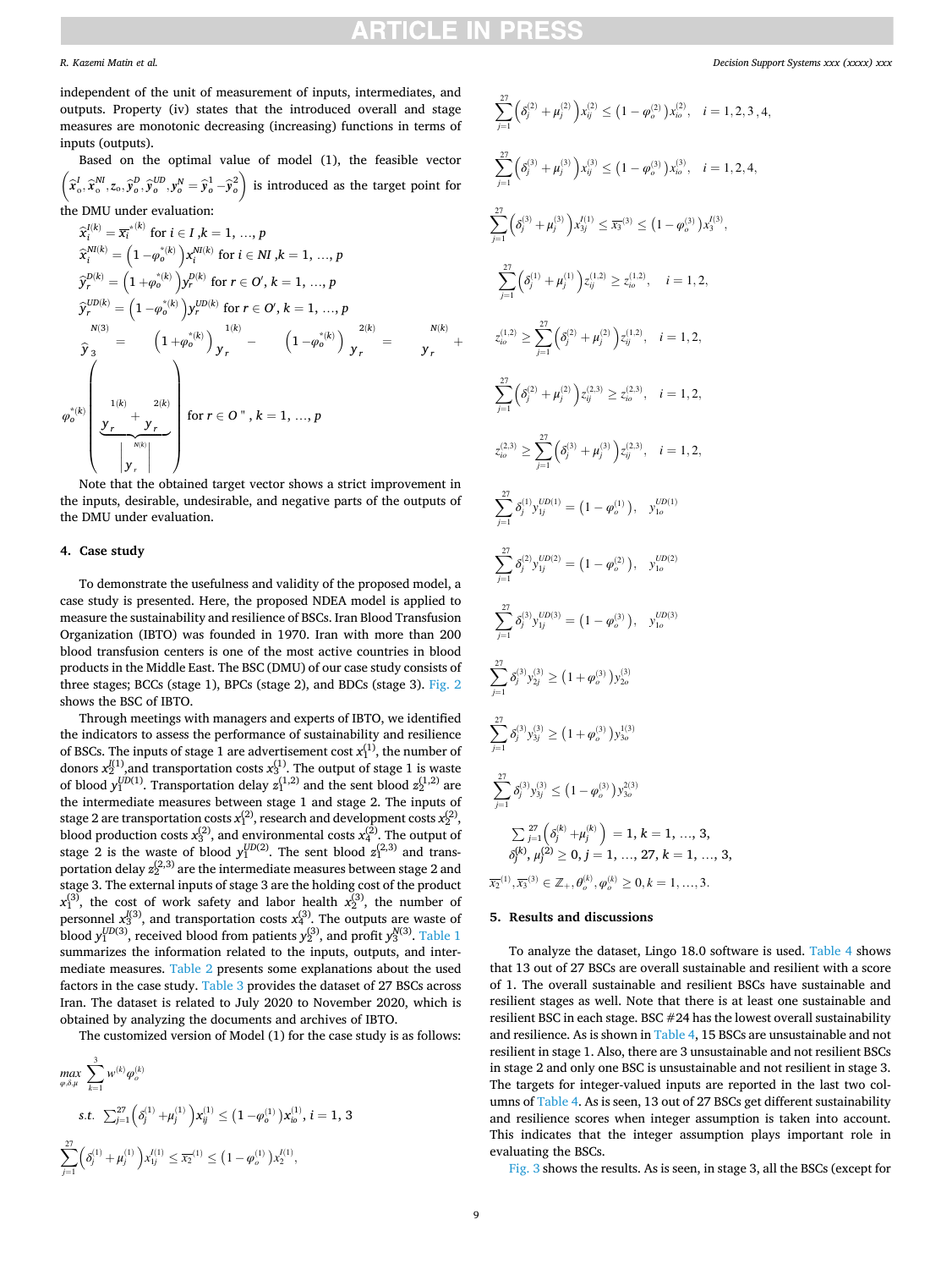independent of the unit of measurement of inputs, intermediates, and outputs. Property (iv) states that the introduced overall and stage measures are monotonic decreasing (increasing) functions in terms of inputs (outputs).

Based on the optimal value of model (1), the feasible vector $\left(\widehat{x}_o^I, \widehat{x}_o^{NI}, z_o, \widehat{y}_o^D, \widehat{y}_o^{UD}, y_o^N = \widehat{y}_o^1 - \widehat{y}_o^2\right)$ is introduced as the target point for the DMU under evaluation:

$$\widehat{x}_i^{I(k)} = \overline{x_i}^{*(k)} \text{ for } i \in I, k = 1, \dots, p$$

$$\widehat{x}_i^{NI(k)} = \left(1 - \varphi_o^{*(k)}\right) x_i^{NI(k)} \text{ for } i \in NI, k = 1, \dots, p$$

$$\widehat{y}_r^{D(k)} = \left(1 + \varphi_o^{*(k)}\right) y_r^{D(k)} \text{ for } r \in O', k = 1, \dots, p$$

$$\widehat{y}_r^{UD(k)} = \left(1 - \varphi_o^{*(k)}\right) y_r^{UD(k)} \text{ for } r \in O', k = 1, \dots, p$$

$$\widehat{y}_3^{N(3)} = \left(1 + \varphi_o^{*(k)}\right) y_r^{1(k)} - \left(1 - \varphi_o^{*(k)}\right) y_r^{2(k)} = y_r^{N(k)} + \varphi_o^{*(k)} \left( \underbrace{y_r^{1(k)} + y_r^{2(k)}}_{\left| y_r^{N(k)} \right|} \right) \text{ for } r \in O'', k = 1, \dots, p$$

Note that the obtained target vector shows a strict improvement in the inputs, desirable, undesirable, and negative parts of the outputs of the DMU under evaluation.

## 4. Case study

To demonstrate the usefulness and validity of the proposed model, a case study is presented. Here, the proposed NDEA model is applied to measure the sustainability and resilience of BSCs. Iran Blood Transfusion Organization (IBTO) was founded in 1970. Iran with more than 200 blood transfusion centers is one of the most active countries in blood products in the Middle East. The BSC (DMU) of our case study consists of three stages; BCCs (stage 1), BPCs (stage 2), and BDCs (stage 3). Fig. 2 shows the BSC of IBTO.

Through meetings with managers and experts of IBTO, we identified the indicators to assess the performance of sustainability and resilience of BSCs. The inputs of stage 1 are advertisement cost $x_1^{(1)}$, the number of donors $x_2^{I(1)}$, and transportation costs $x_3^{(1)}$. The output of stage 1 is waste of blood $y_1^{UD(1)}$. Transportation delay $z_1^{(1,2)}$ and the sent blood $z_2^{(1,2)}$ are the intermediate measures between stage 1 and stage 2. The inputs of stage 2 are transportation costs $x_1^{(2)}$, research and development costs $x_2^{(2)}$, blood production costs $x_3^{(2)}$, and environmental costs $x_4^{(2)}$. The output of stage 2 is the waste of blood $y_1^{UD(2)}$. The sent blood $z_1^{(2,3)}$ and transportation delay $z_2^{(2,3)}$ are the intermediate measures between stage 2 and stage 3. The external inputs of stage 3 are the holding cost of the product $x_1^{(3)}$, the cost of work safety and labor health $x_2^{(3)}$, the number of personnel $x_3^{I(3)}$, and transportation costs $x_4^{(3)}$. The outputs are waste of blood $y_1^{UD(3)}$, received blood from patients $y_2^{(3)}$, and profit $y_3^{N(3)}$. Table 1 summarizes the information related to the inputs, outputs, and intermediate measures. Table 2 presents some explanations about the used factors in the case study. Table 3 provides the dataset of 27 BSCs across Iran. The dataset is related to July 2020 to November 2020, which is obtained by analyzing the documents and archives of IBTO.

The customized version of Model (1) for the case study is as follows:

$$\max_{\varphi,\delta,\mu} \sum_{k=1}^{3} w^{(k)} \varphi_o^{(k)}$$

$$s.t. \sum_{j=1}^{27} \left(\delta_j^{(1)} + \mu_j^{(1)}\right) x_{ij}^{(1)} \le \left(1 - \varphi_o^{(1)}\right) x_{io}^{(1)}, i = 1, 3$$

$$\sum_{j=1}^{27} \left(\delta_j^{(1)} + \mu_j^{(1)}\right) x_{1j}^{I(1)} \le \overline{x_2}^{(1)} \le \left(1 - \varphi_o^{(1)}\right) x_2^{I(1)},$$

$$\sum_{j=1}^{27} \left(\delta_j^{(2)} + \mu_j^{(2)}\right) x_{ij}^{(2)} \le \left(1 - \varphi_o^{(2)}\right) x_{io}^{(2)}, \quad i = 1, 2, 3, 4,$$

$$\sum_{j=1}^{27} \left(\delta_j^{(3)} + \mu_j^{(3)}\right) x_{ij}^{(3)} \le \left(1 - \varphi_o^{(3)}\right) x_{io}^{(3)}, \quad i = 1, 2, 4,$$

$$\sum_{j=1}^{27} \left(\delta_j^{(3)} + \mu_j^{(3)}\right) x_{3j}^{I(1)} \le \overline{x_3}^{(3)} \le \left(1 - \varphi_o^{(3)}\right) x_3^{I(3)},$$

$$\sum_{j=1}^{27} \left(\delta_j^{(1)} + \mu_j^{(1)}\right) z_{ij}^{(1,2)} \ge z_{io}^{(1,2)}, \quad i = 1, 2,$$

$$z_{io}^{(1,2)} \ge \sum_{j=1}^{27} \left(\delta_j^{(2)} + \mu_j^{(2)}\right) z_{ij}^{(1,2)}, \quad i = 1, 2,$$

$$\sum_{j=1}^{27} \left(\delta_j^{(2)} + \mu_j^{(2)}\right) z_{ij}^{(2,3)} \ge z_{io}^{(2,3)}, \quad i = 1, 2,$$

$$z_{io}^{(2,3)} \ge \sum_{j=1}^{27} \left(\delta_j^{(3)} + \mu_j^{(3)}\right) z_{ij}^{(2,3)}, \quad i = 1, 2,$$

$$\sum_{j=1}^{27} \delta_j^{(1)} y_{1j}^{UD(1)} = \left(1 - \varphi_o^{(1)}\right), \quad y_{1o}^{UD(1)}$$

$$\sum_{j=1}^{27} \delta_j^{(2)} y_{1j}^{UD(2)} = \left(1 - \varphi_o^{(2)}\right), \quad y_{1o}^{UD(2)}$$

$$\sum_{j=1}^{27} \delta_j^{(3)} y_{1j}^{UD(3)} = \left(1 - \varphi_o^{(3)}\right), \quad y_{1o}^{UD(3)}$$

$$\sum_{j=1}^{27} \delta_j^{(3)} y_{2j}^{(3)} \ge \left(1 + \varphi_o^{(3)}\right) y_{2o}^{(3)}$$

$$\sum_{j=1}^{27} \delta_j^{(3)} y_{3j}^{(3)} \ge \left(1 + \varphi_o^{(3)}\right) y_{3o}^{1(3)}$$

$$\sum_{j=1}^{27} \delta_j^{(3)} y_{3j}^{(3)} \le \left(1 - \varphi_o^{(3)}\right) y_{3o}^{2(3)}$$

$$\sum_{j=1}^{27} \left(\delta_j^{(k)} + \mu_j^{(k)}\right) = 1, k = 1, \dots, 3,$$

$$\delta_j^{(k)}, \mu_j^{(2)} \ge 0, j = 1, \dots, 27, k = 1, \dots, 3,$$

$$\overline{x_2}^{(1)}, \overline{x_3}^{(3)} \in \mathbb{Z}_+, \theta_o^{(k)}, \varphi_o^{(k)} \ge 0, k = 1, \dots, 3.$$

## 5. Results and discussions

To analyze the dataset, Lingo 18.0 software is used. Table 4 shows that 13 out of 27 BSCs are overall sustainable and resilient with a score of 1. The overall sustainable and resilient BSCs have sustainable and resilient stages as well. Note that there is at least one sustainable and resilient BSC in each stage. BSC #24 has the lowest overall sustainability and resilience. As is shown in Table 4, 15 BSCs are unsustainable and not resilient in stage 1. Also, there are 3 unsustainable and not resilient BSCs in stage 2 and only one BSC is unsustainable and not resilient in stage 3. The targets for integer-valued inputs are reported in the last two columns of Table 4. As is seen, 13 out of 27 BSCs get different sustainability and resilience scores when integer assumption is taken into account. This indicates that the integer assumption plays important role in evaluating the BSCs.

Fig. 3 shows the results. As is seen, in stage 3, all the BSCs (except for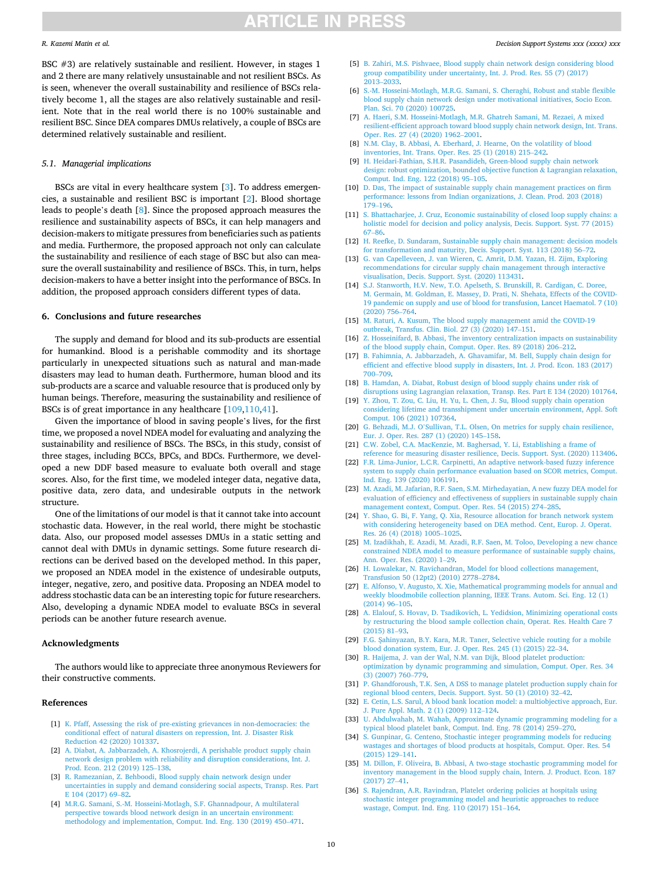BSC #3) are relatively sustainable and resilient. However, in stages 1 and 2 there are many relatively unsustainable and not resilient BSCs. As is seen, whenever the overall sustainability and resilience of BSCs relatively become 1, all the stages are also relatively sustainable and resilient. Note that in the real world there is no 100% sustainable and resilient BSC. Since DEA compares DMUs relatively, a couple of BSCs are determined relatively sustainable and resilient.

### 5.1. Managerial implications

BSCs are vital in every healthcare system [3]. To address emergencies, a sustainable and resilient BSC is important [2]. Blood shortage leads to people's death [8]. Since the proposed approach measures the resilience and sustainability aspects of BSCs, it can help managers and decision-makers to mitigate pressures from beneficiaries such as patients and media. Furthermore, the proposed approach not only can calculate the sustainability and resilience of each stage of BSC but also can measure the overall sustainability and resilience of BSCs. This, in turn, helps decision-makers to have a better insight into the performance of BSCs. In addition, the proposed approach considers different types of data.

## 6. Conclusions and future researches

The supply and demand for blood and its sub-products are essential for humankind. Blood is a perishable commodity and its shortage particularly in unexpected situations such as natural and man-made disasters may lead to human death. Furthermore, human blood and its sub-products are a scarce and valuable resource that is produced only by human beings. Therefore, measuring the sustainability and resilience of BSCs is of great importance in any healthcare [109,110,41].

Given the importance of blood in saving people's lives, for the first time, we proposed a novel NDEA model for evaluating and analyzing the sustainability and resilience of BSCs. The BSCs, in this study, consist of three stages, including BCCs, BPCs, and BDCs. Furthermore, we developed a new DDF based measure to evaluate both overall and stage scores. Also, for the first time, we modeled integer data, negative data, positive data, zero data, and undesirable outputs in the network structure.

One of the limitations of our model is that it cannot take into account stochastic data. However, in the real world, there might be stochastic data. Also, our proposed model assesses DMUs in a static setting and cannot deal with DMUs in dynamic settings. Some future research directions can be derived based on the developed method. In this paper, we proposed an NDEA model in the existence of undesirable outputs, integer, negative, zero, and positive data. Proposing an NDEA model to address stochastic data can be an interesting topic for future researchers. Also, developing a dynamic NDEA model to evaluate BSCs in several periods can be another future research avenue.

## Acknowledgments

The authors would like to appreciate three anonymous Reviewers for their constructive comments.

## References

[1] K. Pfaff, Assessing the risk of pre-existing grievances in non-democracies: the conditional effect of natural disasters on repression, Int. J. Disaster Risk Reduction 42 (2020) 101337.

[2] A. Diabat, A. Jabbarzadeh, A. Khosrojerdi, A perishable product supply chain network design problem with reliability and disruption considerations, Int. J. Prod. Econ. 212 (2019) 125–138.

[3] R. Ramezanian, Z. Behboodi, Blood supply chain network design under uncertainties in supply and demand considering social aspects, Transp. Res. Part E 104 (2017) 69–82.

[4] M.R.G. Samani, S.-M. Hosseini-Motlagh, S.F. Ghannadpour, A multilateral perspective towards blood network design in an uncertain environment: methodology and implementation, Comput. Ind. Eng. 130 (2019) 450–471.

[5] B. Zahiri, M.S. Pishvaee, Blood supply chain network design considering blood group compatibility under uncertainty, Int. J. Prod. Res. 55 (7) (2017) 2013–2033.

[6] S.-M. Hosseini-Motlagh, M.R.G. Samani, S. Cheraghi, Robust and stable flexible blood supply chain network design under motivational initiatives, Socio Econ. Plan. Sci. 70 (2020) 100725.

[7] A. Haeri, S.M. Hosseini-Motlagh, M.R. Ghatreh Samani, M. Rezaei, A mixed resilient-efficient approach toward blood supply chain network design, Int. Trans. Oper. Res. 27 (4) (2020) 1962–2001.

[8] N.M. Clay, B. Abbasi, A. Eberhard, J. Hearne, On the volatility of blood inventories, Int. Trans. Oper. Res. 25 (1) (2018) 215–242.

[9] H. Heidari-Fathian, S.H.R. Pasandideh, Green-blood supply chain network design: robust optimization, bounded objective function & Lagrangian relaxation, Comput. Ind. Eng. 122 (2018) 95–105.

[10] D. Das, The impact of sustainable supply chain management practices on firm performance: lessons from Indian organizations, J. Clean. Prod. 203 (2018) 179–196.

[11] S. Bhattacharjee, J. Cruz, Economic sustainability of closed loop supply chains: a holistic model for decision and policy analysis, Decis. Support. Syst. 77 (2015) 67–86.

[12] H. Reefke, D. Sundaram, Sustainable supply chain management: decision models for transformation and maturity, Decis. Support. Syst. 113 (2018) 56–72.

[13] G. van Capelleveen, J. van Wieren, C. Amrit, D.M. Yazan, H. Zijm, Exploring recommendations for circular supply chain management through interactive visualisation, Decis. Support. Syst. (2020) 113431.

[14] S.J. Stanworth, H.V. New, T.O. Apelseth, S. Brunskill, R. Cardigan, C. Doree, M. Germain, M. Goldman, E. Massey, D. Prati, N. Shehata, Effects of the COVID-19 pandemic on supply and use of blood for transfusion, Lancet Haematol. 7 (10) (2020) 756–764.

[15] M. Raturi, A. Kusum, The blood supply management amid the COVID-19 outbreak, Transfus. Clin. Biol. 27 (3) (2020) 147–151.

[16] Z. Hosseinifard, B. Abbasi, The inventory centralization impacts on sustainability of the blood supply chain, Comput. Oper. Res. 89 (2018) 206–212.

[17] B. Fahimnia, A. Jabbarzadeh, A. Ghavamifar, M. Bell, Supply chain design for efficient and effective blood supply in disasters, Int. J. Prod. Econ. 183 (2017) 700–709.

[18] B. Hamdan, A. Diabat, Robust design of blood supply chains under risk of disruptions using Lagrangian relaxation, Transp. Res. Part E 134 (2020) 101764.

[19] Y. Zhou, T. Zou, C. Liu, H. Yu, L. Chen, J. Su, Blood supply chain operation considering lifetime and transshipment under uncertain environment, Appl. Soft Comput. 106 (2021) 107364.

[20] G. Behzadi, M.J. O'Sullivan, T.L. Olsen, On metrics for supply chain resilience, Eur. J. Oper. Res. 287 (1) (2020) 145–158.

[21] C.W. Zobel, C.A. MacKenzie, M. Baghersad, Y. Li, Establishing a frame of reference for measuring disaster resilience, Decis. Support. Syst. (2020) 113406.

[22] F.R. Lima-Junior, L.C.R. Carpinetti, An adaptive network-based fuzzy inference system to supply chain performance evaluation based on SCOR metrics, Comput. Ind. Eng. 139 (2020) 106191.

[23] M. Azadi, M. Jafarian, R.F. Saen, S.M. Mirhedayatian, A new fuzzy DEA model for evaluation of efficiency and effectiveness of suppliers in sustainable supply chain management context, Comput. Oper. Res. 54 (2015) 274–285.

[24] Y. Shao, G. Bi, F. Yang, Q. Xia, Resource allocation for branch network system with considering heterogeneity based on DEA method. Cent, Europ. J. Operat. Res. 26 (4) (2018) 1005–1025.

[25] M. Izadikhah, E. Azadi, M. Azadi, R.F. Saen, M. Toloo, Developing a new chance constrained NDEA model to measure performance of sustainable supply chains, Ann. Oper. Res. (2020) 1–29.

[26] H. Lowalekar, N. Ravichandran, Model for blood collections management, Transfusion 50 (12pt2) (2010) 2778–2784.

[27] E. Alfonso, V. Augusto, X. Xie, Mathematical programming models for annual and weekly bloodmobile collection planning, IEEE Trans. Autom. Sci. Eng. 12 (1) (2014) 96–105.

[28] A. Elalouf, S. Hovav, D. Tsadikovich, L. Yedidsion, Minimizing operational costs by restructuring the blood sample collection chain, Operat. Res. Health Care 7 (2015) 81–93.

[29] F.G. Şahinyazan, B.Y. Kara, M.R. Taner, Selective vehicle routing for a mobile blood donation system, Eur. J. Oper. Res. 245 (1) (2015) 22–34.

[30] R. Haijema, J. van der Wal, N.M. van Dijk, Blood platelet production: optimization by dynamic programming and simulation, Comput. Oper. Res. 34 (3) (2007) 760–779.

[31] P. Ghandforoush, T.K. Sen, A DSS to manage platelet production supply chain for regional blood centers, Decis. Support. Syst. 50 (1) (2010) 32–42.

[32] E. Cetin, L.S. Sarul, A blood bank location model: a multiobjective approach, Eur. J. Pure Appl. Math. 2 (1) (2009) 112–124.

[33] U. Abdulwahab, M. Wahab, Approximate dynamic programming modeling for a typical blood platelet bank, Comput. Ind. Eng. 78 (2014) 259–270.

[34] S. Gunpinar, G. Centeno, Stochastic integer programming models for reducing wastages and shortages of blood products at hospitals, Comput. Oper. Res. 54 (2015) 129–141.

[35] M. Dillon, F. Oliveira, B. Abbasi, A two-stage stochastic programming model for inventory management in the blood supply chain, Intern. J. Product. Econ. 187 (2017) 27–41.

[36] S. Rajendran, A.R. Ravindran, Platelet ordering policies at hospitals using stochastic integer programming model and heuristic approaches to reduce wastage, Comput. Ind. Eng. 110 (2017) 151–164.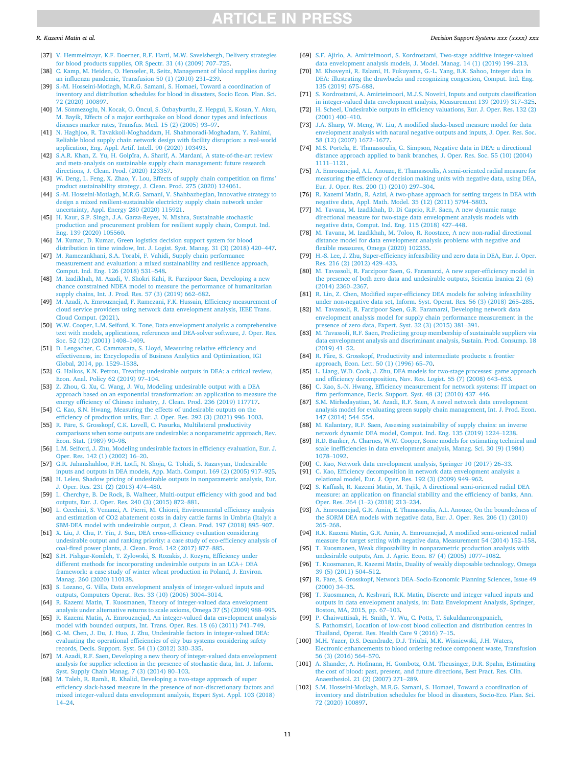[37] V. Hemmelmayr, K.F. Doerner, R.F. Hartl, M.W. Savelsbergh, Delivery strategies for blood products supplies, OR Spectr. 31 (4) (2009) 707–725.

[38] C. Kamp, M. Heiden, O. Henseler, R. Seitz, Management of blood supplies during an influenza pandemic, Transfusion 50 (1) (2010) 231–239.

[39] S.-M. Hosseini-Motlagh, M.R.G. Samani, S. Homaei, Toward a coordination of inventory and distribution schedules for blood in disasters, Socio Econ. Plan. Sci. 72 (2020) 100897.

[40] M. Sönmezoglu, N. Kocak, O. Öncul, S. Özbayburtlu, Z. Hepgul, E. Kosan, Y. Aksu, M. Bayik, Effects of a major earthquake on blood donor types and infectious diseases marker rates, Transfus. Med. 15 (2) (2005) 93–97.

[41] N. Haghjoo, R. Tavakkoli-Moghaddam, H. Shahmoradi-Moghadam, Y. Rahimi, Reliable blood supply chain network design with facility disruption: a real-world application, Eng. Appl. Artif. Intell. 90 (2020) 103493.

[42] S.A.R. Khan, Z. Yu, H. Golpîra, A. Sharif, A. Mardani, A state-of-the-art review and meta-analysis on sustainable supply chain management: future research directions, J. Clean. Prod. (2020) 123357.

[43] W. Deng, L. Feng, X. Zhao, Y. Lou, Effects of supply chain competition on firms' product sustainability strategy, J. Clean. Prod. 275 (2020) 124061.

[44] S.-M. Hosseini-Motlagh, M.R.G. Samani, V. Shahbazbegian, Innovative strategy to design a mixed resilient-sustainable electricity supply chain network under uncertainty, Appl. Energy 280 (2020) 115921.

[45] H. Kaur, S.P. Singh, J.A. Garza-Reyes, N. Mishra, Sustainable stochastic production and procurement problem for resilient supply chain, Comput. Ind. Eng. 139 (2020) 105560.

[46] M. Kumar, D. Kumar, Green logistics decision support system for blood distribution in time window, Int. J. Logist. Syst. Manag. 31 (3) (2018) 420–447.

[47] M. Ramezankhani, S.A. Torabi, F. Vahidi, Supply chain performance measurement and evaluation: a mixed sustainability and resilience approach, Comput. Ind. Eng. 126 (2018) 531–548.

[48] M. Izadikhah, M. Azadi, V. Shokri Kahi, R. Farzipoor Saen, Developing a new chance constrained NDEA model to measure the performance of humanitarian supply chains, Int. J. Prod. Res. 57 (3) (2019) 662–682.

[49] M. Azadi, A. Emrouznejad, F. Ramezani, F.K. Hussain, Efficiency measurement of cloud service providers using network data envelopment analysis, IEEE Trans. Cloud Comput. (2021).

[50] W.W. Cooper, L.M. Seiford, K. Tone, Data envelopment analysis: a comprehensive text with models, applications, references and DEA-solver software, J. Oper. Res. Soc. 52 (12) (2001) 1408–1409.

[51] D. Lengacher, C. Cammarata, S. Lloyd, Measuring relative efficiency and effectiveness, in: Encyclopedia of Business Analytics and Optimization, IGI Global, 2014, pp. 1529–1538.

[52] G. Halkos, K.N. Petrou, Treating undesirable outputs in DEA: a critical review, Econ. Anal. Policy 62 (2019) 97–104.

[53] Z. Zhou, G. Xu, C. Wang, J. Wu, Modeling undesirable output with a DEA approach based on an exponential transformation: an application to measure the energy efficiency of Chinese industry, J. Clean. Prod. 236 (2019) 117717.

[54] C. Kao, S.N. Hwang, Measuring the effects of undesirable outputs on the efficiency of production units, Eur. J. Oper. Res. 292 (3) (2021) 996–1003.

[55] R. Färe, S. Grosskopf, C.K. Lovell, C. Pasurka, Multilateral productivity comparisons when some outputs are undesirable: a nonparametric approach, Rev. Econ. Stat. (1989) 90–98.

[56] L.M. Seiford, J. Zhu, Modeling undesirable factors in efficiency evaluation, Eur. J. Oper. Res. 142 (1) (2002) 16–20.

[57] G.R. Jahanshahloo, F.H. Lotfi, N. Shoja, G. Tohidi, S. Razavyan, Undesirable inputs and outputs in DEA models, App. Math. Comput. 169 (2) (2005) 917–925.

[58] H. Leleu, Shadow pricing of undesirable outputs in nonparametric analysis, Eur. J. Oper. Res. 231 (2) (2013) 474–480.

[59] L. Cherchye, B. De Rock, B. Walheer, Multi-output efficiency with good and bad outputs, Eur. J. Oper. Res. 240 (3) (2015) 872–881.

[60] L. Cecchini, S. Venanzi, A. Pierri, M. Chiorri, Environmental efficiency analysis and estimation of CO2 abatement costs in dairy cattle farms in Umbria (Italy): a SBM-DEA model with undesirable output, J. Clean. Prod. 197 (2018) 895–907.

[61] X. Liu, J. Chu, P. Yin, J. Sun, DEA cross-efficiency evaluation considering undesirable output and ranking priority: a case study of eco-efficiency analysis of coal-fired power plants, J. Clean. Prod. 142 (2017) 877–885.

[62] S.H. Pishgar-Komleh, T. Zylowski, S. Rozakis, J. Kozyra, Efficiency under different methods for incorporating undesirable outputs in an LCA+ DEA framework: a case study of winter wheat production in Poland, J. Environ. Manag. 260 (2020) 110138.

[63] S. Lozano, G. Villa, Data envelopment analysis of integer-valued inputs and outputs, Computers Operat. Res. 33 (10) (2006) 3004–3014.

[64] R. Kazemi Matin, T. Kuosmanen, Theory of integer-valued data envelopment analysis under alternative returns to scale axioms, Omega 37 (5) (2009) 988–995.

[65] R. Kazemi Matin, A. Emrouznejad, An integer-valued data envelopment analysis model with bounded outputs, Int. Trans. Oper. Res. 18 (6) (2011) 741–749.

[66] C.-M. Chen, J. Du, J. Huo, J. Zhu, Undesirable factors in integer-valued DEA: evaluating the operational efficiencies of city bus systems considering safety records, Decis. Support. Syst. 54 (1) (2012) 330–335.

[67] M. Azadi, R.F. Saen, Developing a new theory of integer-valued data envelopment analysis for supplier selection in the presence of stochastic data, Int. J. Inform. Syst. Supply Chain Manag. 7 (3) (2014) 80–103.

[68] M. Taleb, R. Ramli, R. Khalid, Developing a two-stage approach of super efficiency slack-based measure in the presence of non-discretionary factors and mixed integer-valued data envelopment analysis, Expert Syst. Appl. 103 (2018) 14–24.

[69] S.F. Ajirlo, A. Amirteimoori, S. Kordrostami, Two-stage additive integer-valued data envelopment analysis models, J. Model. Manag. 14 (1) (2019) 199–213.

[70] M. Khoveyni, R. Eslami, H. Fukuyama, G.-L. Yang, B.K. Sahoo, Integer data in DEA: illustrating the drawbacks and recognizing congestion, Comput. Ind. Eng. 135 (2019) 675–688.

[71] S. Kordrostami, A. Amirteimoori, M.J.S. Noveiri, Inputs and outputs classification in integer-valued data envelopment analysis, Measurement 139 (2019) 317–325.

[72] H. Scheel, Undesirable outputs in efficiency valuations, Eur. J. Oper. Res. 132 (2) (2001) 400–410.

[73] J.A. Sharp, W. Meng, W. Liu, A modified slacks-based measure model for data envelopment analysis with natural negative outputs and inputs, J. Oper. Res. Soc. 58 (12) (2007) 1672–1677.

[74] M.S. Portela, E. Thanassoulis, G. Simpson, Negative data in DEA: a directional distance approach applied to bank branches, J. Oper. Res. Soc. 55 (10) (2004) 1111–1121.

[75] A. Emrouznejad, A.L. Anouze, E. Thanassoulis, A semi-oriented radial measure for measuring the efficiency of decision making units with negative data, using DEA, Eur. J. Oper. Res. 200 (1) (2010) 297–304.

[76] R. Kazemi Matin, R. Azizi, A two-phase approach for setting targets in DEA with negative data, Appl. Math. Model. 35 (12) (2011) 5794–5803.

[77] M. Tavana, M. Izadikhah, D. Di Caprio, R.F. Saen, A new dynamic range directional measure for two-stage data envelopment analysis models with negative data, Comput. Ind. Eng. 115 (2018) 427–448.

[78] M. Tavana, M. Izadikhah, M. Toloo, R. Roostaee, A new non-radial directional distance model for data envelopment analysis problems with negative and flexible measures, Omega (2020) 102355.

[79] H.-S. Lee, J. Zhu, Super-efficiency infeasibility and zero data in DEA, Eur. J. Oper. Res. 216 (2) (2012) 429–433.

[80] M. Tavassoli, R. Farzipoor Saen, G. Faramarzi, A new super-efficiency model in the presence of both zero data and undesirable outputs, Scientia Iranica 21 (6) (2014) 2360–2367.

[81] R. Lin, Z. Chen, Modified super-efficiency DEA models for solving infeasibility under non-negative data set, Inform. Syst. Operat. Res. 56 (3) (2018) 265–285.

[82] M. Tavassoli, R. Farzipoor Saen, G.R. Faramarzi, Developing network data envelopment analysis model for supply chain performance measurement in the presence of zero data, Expert. Syst. 32 (3) (2015) 381–391.

[83] M. Tavassoli, R.F. Saen, Predicting group membership of sustainable suppliers via data envelopment analysis and discriminant analysis, Sustain. Prod. Consump. 18 (2019) 41–52.

[84] R. Färe, S. Grosskopf, Productivity and intermediate products: a frontier approach, Econ. Lett. 50 (1) (1996) 65–70.

[85] L. Liang, W.D. Cook, J. Zhu, DEA models for two-stage processes: game approach and efficiency decomposition, Nav. Res. Logist. 55 (7) (2008) 643–653.

[86] C. Kao, S.-N. Hwang, Efficiency measurement for network systems: IT impact on firm performance, Decis. Support. Syst. 48 (3) (2010) 437–446.

[87] S.M. Mirhedayatian, M. Azadi, R.F. Saen, A novel network data envelopment analysis model for evaluating green supply chain management, Int. J. Prod. Econ. 147 (2014) 544–554.

[88] M. Kalantary, R.F. Saen, Assessing sustainability of supply chains: an inverse network dynamic DEA model, Comput. Ind. Eng. 135 (2019) 1224–1238.

[89] R.D. Banker, A. Charnes, W.W. Cooper, Some models for estimating technical and scale inefficiencies in data envelopment analysis, Manag. Sci. 30 (9) (1984) 1078–1092.

[90] C. Kao, Network data envelopment analysis, Springer 10 (2017) 26–33.

[91] C. Kao, Efficiency decomposition in network data envelopment analysis: a relational model, Eur. J. Oper. Res. 192 (3) (2009) 949–962.

[92] S. Kaffash, R. Kazemi Matin, M. Tajik, A directional semi-oriented radial DEA measure: an application on financial stability and the efficiency of banks, Ann. Oper. Res. 264 (1–2) (2018) 213–234.

[93] A. Emrouznejad, G.R. Amin, E. Thanassoulis, A.L. Anouze, On the boundedness of the SORM DEA models with negative data, Eur. J. Oper. Res. 206 (1) (2010) 265–268.

[94] R.K. Kazemi Matin, G.R. Amin, A. Emrouznejad, A modified semi-oriented radial measure for target setting with negative data, Measurement 54 (2014) 152–158.

[95] T. Kuosmanen, Weak disposability in nonparametric production analysis with undesirable outputs, Am. J. Agric. Econ. 87 (4) (2005) 1077–1082.

[96] T. Kuosmanen, R. Kazemi Matin, Duality of weakly disposable technology, Omega 39 (5) (2011) 504–512.

[97] R. Färe, S. Grosskopf, Network DEA–Socio-Economic Planning Sciences, Issue 49 (2000) 34–35.

[98] T. Kuosmanen, A. Keshvari, R.K. Matin, Discrete and integer valued inputs and outputs in data envelopment analysis, in: Data Envelopment Analysis, Springer, Boston, MA, 2015, pp. 67–103.

[99] P. Chaiwuttisak, H. Smith, Y. Wu, C. Potts, T. Sakuldamrongpanich, S. Pathomsiri, Location of low-cost blood collection and distribution centres in Thailand, Operat. Res. Health Care 9 (2016) 7–15.

[100] M.H. Yazer, D.S. Deandrade, D.J. Triulzi, M.K. Wisniewski, J.H. Waters, Electronic enhancements to blood ordering reduce component waste, Transfusion 56 (3) (2016) 564–570.

[101] A. Shander, A. Hofmann, H. Gombotz, O.M. Theusinger, D.R. Spahn, Estimating the cost of blood: past, present, and future directions, Best Pract. Res. Clin. Anaesthesiol. 21 (2) (2007) 271–289.

[102] S.M. Hosseini-Motlagh, M.R.G. Samani, S. Homaei, Toward a coordination of inventory and distribution schedules for blood in disasters, Socio-Eco. Plan. Sci. 72 (2020) 100897.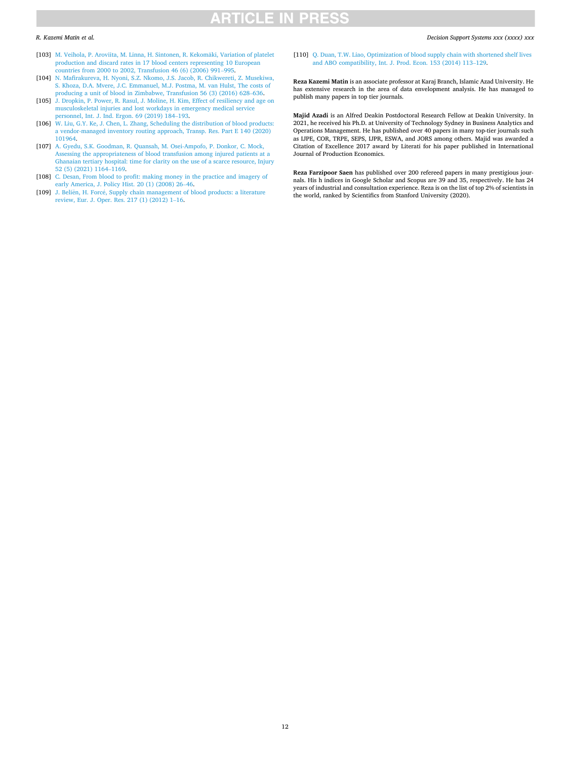[103] M. Veihola, P. Aroviita, M. Linna, H. Sintonen, R. Kekomäki, Variation of platelet production and discard rates in 17 blood centers representing 10 European countries from 2000 to 2002, Transfusion 46 (6) (2006) 991–995.

[104] N. Mafirakureva, H. Nyoni, S.Z. Nkomo, J.S. Jacob, R. Chikwereti, Z. Musekiwa, S. Khoza, D.A. Mvere, J.C. Emmanuel, M.J. Postma, M. van Hulst, The costs of producing a unit of blood in Zimbabwe, Transfusion 56 (3) (2016) 628–636.

[105] J. Dropkin, P. Power, R. Rasul, J. Moline, H. Kim, Effect of resiliency and age on musculoskeletal injuries and lost workdays in emergency medical service personnel, Int. J. Ind. Ergon. 69 (2019) 184–193.

[106] W. Liu, G.Y. Ke, J. Chen, L. Zhang, Scheduling the distribution of blood products: a vendor-managed inventory routing approach, Transp. Res. Part E 140 (2020) 101964.

[107] A. Gyedu, S.K. Goodman, R. Quansah, M. Osei-Ampofo, P. Donkor, C. Mock, Assessing the appropriateness of blood transfusion among injured patients at a Ghanaian tertiary hospital: time for clarity on the use of a scarce resource, Injury 52 (5) (2021) 1164–1169.

[108] C. Desan, From blood to profit: making money in the practice and imagery of early America, J. Policy Hist. 20 (1) (2008) 26–46.

[109] J. Beliën, H. Forcé, Supply chain management of blood products: a literature review, Eur. J. Oper. Res. 217 (1) (2012) 1–16.

[110] Q. Duan, T.W. Liao, Optimization of blood supply chain with shortened shelf lives and ABO compatibility, Int. J. Prod. Econ. 153 (2014) 113–129.

**Reza Kazemi Matin** is an associate professor at Karaj Branch, Islamic Azad University. He has extensive research in the area of data envelopment analysis. He has managed to publish many papers in top tier journals.

**Majid Azadi** is an Alfred Deakin Postdoctoral Research Fellow at Deakin University. In 2021, he received his Ph.D. at University of Technology Sydney in Business Analytics and Operations Management. He has published over 40 papers in many top-tier journals such as IJPE, COR, TRPE, SEPS, IJPR, ESWA, and JORS among others. Majid was awarded a Citation of Excellence 2017 award by Literati for his paper published in International Journal of Production Economics.

**Reza Farzipoor Saen** has published over 200 refereed papers in many prestigious journals. His h indices in Google Scholar and Scopus are 39 and 35, respectively. He has 24 years of industrial and consultation experience. Reza is on the list of top 2% of scientists in the world, ranked by Scientifics from Stanford University (2020).